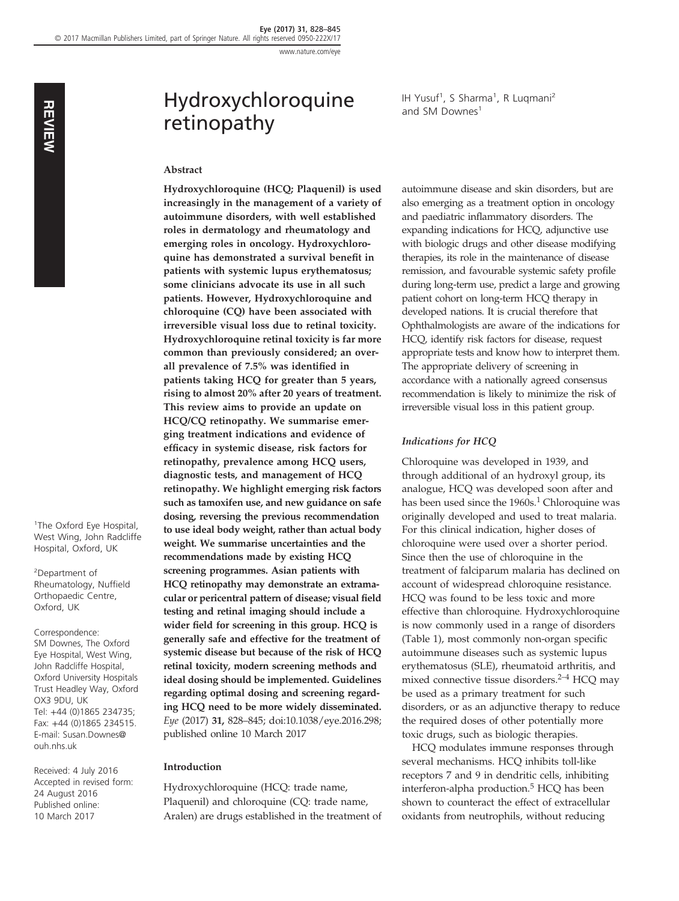REVIEW

# Hydroxychloroquine retinopathy

IH Yusuf[1], S Sharma[1], R Luqmani[2] and SM Downes[1]

## Abstract

**Hydroxychloroquine (HCQ; Plaquenil) is used increasingly in the management of a variety of autoimmune disorders, with well established roles in dermatology and rheumatology and emerging roles in oncology. Hydroxychloroquine has demonstrated a survival benefit in patients with systemic lupus erythematosus; some clinicians advocate its use in all such patients. However, Hydroxychloroquine and chloroquine (CQ) have been associated with irreversible visual loss due to retinal toxicity. Hydroxychloroquine retinal toxicity is far more common than previously considered; an overall prevalence of 7.5% was identified in patients taking HCQ for greater than 5 years, rising to almost 20% after 20 years of treatment. This review aims to provide an update on HCQ/CQ retinopathy. We summarise emerging treatment indications and evidence of efficacy in systemic disease, risk factors for retinopathy, prevalence among HCQ users, diagnostic tests, and management of HCQ retinopathy. We highlight emerging risk factors such as tamoxifen use, and new guidance on safe dosing, reversing the previous recommendation to use ideal body weight, rather than actual body weight. We summarise uncertainties and the recommendations made by existing HCQ screening programmes. Asian patients with HCQ retinopathy may demonstrate an extramacular or pericentral pattern of disease; visual field testing and retinal imaging should include a wider field for screening in this group. HCQ is generally safe and effective for the treatment of systemic disease but because of the risk of HCQ retinal toxicity, modern screening methods and ideal dosing should be implemented. Guidelines regarding optimal dosing and screening regarding HCQ need to be more widely disseminated.**

*Eye* (2017) **31,** 828–845; doi:10.1038/eye.2016.298; published online 10 March 2017

[1]The Oxford Eye Hospital, West Wing, John Radcliffe Hospital, Oxford, UK

[2]Department of Rheumatology, Nuffield Orthopaedic Centre, Oxford, UK

Correspondence: SM Downes, The Oxford Eye Hospital, West Wing, John Radcliffe Hospital, Oxford University Hospitals Trust Headley Way, Oxford OX3 9DU, UK
Tel: +44 (0)1865 234735; Fax: +44 (0)1865 234515.
E-mail: Susan.Downes@ouh.nhs.uk

Received: 4 July 2016
Accepted in revised form: 24 August 2016
Published online: 10 March 2017

## Introduction

Hydroxychloroquine (HCQ: trade name, Plaquenil) and chloroquine (CQ: trade name, Aralen) are drugs established in the treatment of autoimmune disease and skin disorders, but are also emerging as a treatment option in oncology and paediatric inflammatory disorders. The expanding indications for HCQ, adjunctive use with biologic drugs and other disease modifying therapies, its role in the maintenance of disease remission, and favourable systemic safety profile during long-term use, predict a large and growing patient cohort on long-term HCQ therapy in developed nations. It is crucial therefore that Ophthalmologists are aware of the indications for HCQ, identify risk factors for disease, request appropriate tests and know how to interpret them. The appropriate delivery of screening in accordance with a nationally agreed consensus recommendation is likely to minimize the risk of irreversible visual loss in this patient group.

### *Indications for HCQ*

Chloroquine was developed in 1939, and through additional of an hydroxyl group, its analogue, HCQ was developed soon after and has been used since the 1960s.[1] Chloroquine was originally developed and used to treat malaria. For this clinical indication, higher doses of chloroquine were used over a shorter period. Since then the use of chloroquine in the treatment of falciparum malaria has declined on account of widespread chloroquine resistance. HCQ was found to be less toxic and more effective than chloroquine. Hydroxychloroquine is now commonly used in a range of disorders (Table 1), most commonly non-organ specific autoimmune diseases such as systemic lupus erythematosus (SLE), rheumatoid arthritis, and mixed connective tissue disorders.[2–4] HCQ may be used as a primary treatment for such disorders, or as an adjunctive therapy to reduce the required doses of other potentially more toxic drugs, such as biologic therapies.

HCQ modulates immune responses through several mechanisms. HCQ inhibits toll-like receptors 7 and 9 in dendritic cells, inhibiting interferon-alpha production.[5] HCQ has been shown to counteract the effect of extracellular oxidants from neutrophils, without reducing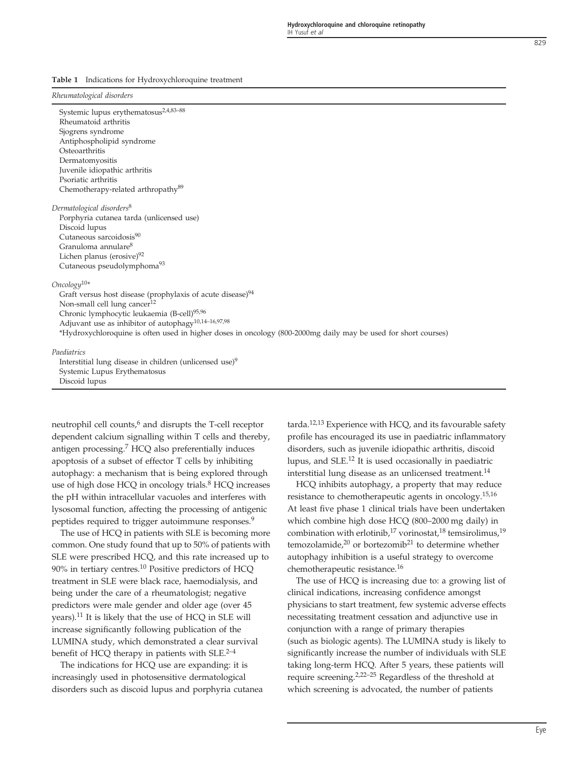**Table 1** Indications for Hydroxychloroquine treatment

| *Rheumatological disorders* |
|---|
| Systemic lupus erythematosus[2,4,83–88] |
| Rheumatoid arthritis |
| Sjogrens syndrome |
| Antiphospholipid syndrome |
| Osteoarthritis |
| Dermatomyositis |
| Juvenile idiopathic arthritis |
| Psoriatic arthritis |
| Chemotherapy-related arthropathy[89] |
| *Dermatological disorders*[8] |
| Porphyria cutanea tarda (unlicensed use) |
| Discoid lupus |
| Cutaneous sarcoidosis[90] |
| Granuloma annulare[8] |
| Lichen planus (erosive)[92] |
| Cutaneous pseudolymphoma[93] |
| *Oncology*[10]* |
| Graft versus host disease (prophylaxis of acute disease)[94] |
| Non-small cell lung cancer[12] |
| Chronic lymphocytic leukaemia (B-cell)[95,96] |
| Adjuvant use as inhibitor of autophagy[10,14–16,97,98] |
| *Hydroxychloroquine is often used in higher doses in oncology (800-2000mg daily may be used for short courses) |
| *Paediatrics* |
| Interstitial lung disease in children (unlicensed use)[9] |
| Systemic Lupus Erythematosus |
| Discoid lupus |

neutrophil cell counts,[6] and disrupts the T-cell receptor dependent calcium signalling within T cells and thereby, antigen processing.[7] HCQ also preferentially induces apoptosis of a subset of effector T cells by inhibiting autophagy: a mechanism that is being explored through use of high dose HCQ in oncology trials.[8] HCQ increases the pH within intracellular vacuoles and interferes with lysosomal function, affecting the processing of antigenic peptides required to trigger autoimmune responses.[9]

The use of HCQ in patients with SLE is becoming more common. One study found that up to 50% of patients with SLE were prescribed HCQ, and this rate increased up to 90% in tertiary centres.[10] Positive predictors of HCQ treatment in SLE were black race, haemodialysis, and being under the care of a rheumatologist; negative predictors were male gender and older age (over 45 years).[11] It is likely that the use of HCQ in SLE will increase significantly following publication of the LUMINA study, which demonstrated a clear survival benefit of HCQ therapy in patients with SLE.[2–4]

The indications for HCQ use are expanding: it is increasingly used in photosensitive dermatological disorders such as discoid lupus and porphyria cutanea tarda.[12,13] Experience with HCQ, and its favourable safety profile has encouraged its use in paediatric inflammatory disorders, such as juvenile idiopathic arthritis, discoid lupus, and SLE.[12] It is used occasionally in paediatric interstitial lung disease as an unlicensed treatment.[14]

HCQ inhibits autophagy, a property that may reduce resistance to chemotherapeutic agents in oncology.[15,16] At least five phase 1 clinical trials have been undertaken which combine high dose HCQ (800–2000 mg daily) in combination with erlotinib,[17] vorinostat,[18] temsirolimus,[19] temozolamide,[20] or bortezomib[21] to determine whether autophagy inhibition is a useful strategy to overcome chemotherapeutic resistance.[16]

The use of HCQ is increasing due to: a growing list of clinical indications, increasing confidence amongst physicians to start treatment, few systemic adverse effects necessitating treatment cessation and adjunctive use in conjunction with a range of primary therapies (such as biologic agents). The LUMINA study is likely to significantly increase the number of individuals with SLE taking long-term HCQ. After 5 years, these patients will require screening.[2,22–25] Regardless of the threshold at which screening is advocated, the number of patients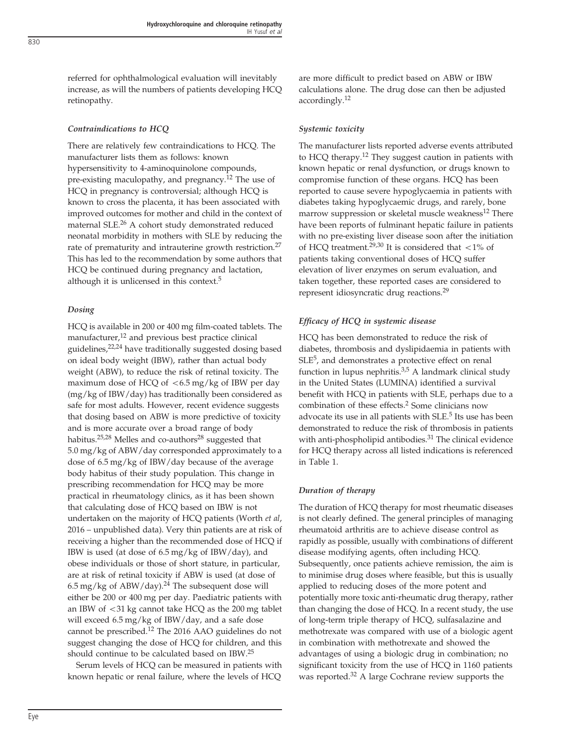referred for ophthalmological evaluation will inevitably increase, as will the numbers of patients developing HCQ retinopathy.

### *Contraindications to HCQ*

There are relatively few contraindications to HCQ. The manufacturer lists them as follows: known hypersensitivity to 4-aminoquinolone compounds, pre-existing maculopathy, and pregnancy.[12] The use of HCQ in pregnancy is controversial; although HCQ is known to cross the placenta, it has been associated with improved outcomes for mother and child in the context of maternal SLE.[26] A cohort study demonstrated reduced neonatal morbidity in mothers with SLE by reducing the rate of prematurity and intrauterine growth restriction.[27] This has led to the recommendation by some authors that HCQ be continued during pregnancy and lactation, although it is unlicensed in this context.[5]

### *Dosing*

HCQ is available in 200 or 400 mg film-coated tablets. The manufacturer,[12] and previous best practice clinical guidelines,[22,24] have traditionally suggested dosing based on ideal body weight (IBW), rather than actual body weight (ABW), to reduce the risk of retinal toxicity. The maximum dose of HCQ of <6.5 mg/kg of IBW per day (mg/kg of IBW/day) has traditionally been considered as safe for most adults. However, recent evidence suggests that dosing based on ABW is more predictive of toxicity and is more accurate over a broad range of body habitus.[25,28] Melles and co-authors[28] suggested that 5.0 mg/kg of ABW/day corresponded approximately to a dose of 6.5 mg/kg of IBW/day because of the average body habitus of their study population. This change in prescribing recommendation for HCQ may be more practical in rheumatology clinics, as it has been shown that calculating dose of HCQ based on IBW is not undertaken on the majority of HCQ patients (Worth *et al*, 2016 – unpublished data). Very thin patients are at risk of receiving a higher than the recommended dose of HCQ if IBW is used (at dose of 6.5 mg/kg of IBW/day), and obese individuals or those of short stature, in particular, are at risk of retinal toxicity if ABW is used (at dose of 6.5 mg/kg of ABW/day).[24] The subsequent dose will either be 200 or 400 mg per day. Paediatric patients with an IBW of <31 kg cannot take HCQ as the 200 mg tablet will exceed 6.5 mg/kg of IBW/day, and a safe dose cannot be prescribed.[12] The 2016 AAO guidelines do not suggest changing the dose of HCQ for children, and this should continue to be calculated based on IBW.[25]

Serum levels of HCQ can be measured in patients with known hepatic or renal failure, where the levels of HCQ are more difficult to predict based on ABW or IBW calculations alone. The drug dose can then be adjusted accordingly.[12]

### *Systemic toxicity*

The manufacturer lists reported adverse events attributed to HCQ therapy.[12] They suggest caution in patients with known hepatic or renal dysfunction, or drugs known to compromise function of these organs. HCQ has been reported to cause severe hypoglycaemia in patients with diabetes taking hypoglycaemic drugs, and rarely, bone marrow suppression or skeletal muscle weakness[12] There have been reports of fulminant hepatic failure in patients with no pre-existing liver disease soon after the initiation of HCQ treatment.[29,30] It is considered that <1% of patients taking conventional doses of HCQ suffer elevation of liver enzymes on serum evaluation, and taken together, these reported cases are considered to represent idiosyncratic drug reactions.[29]

### *Efficacy of HCQ in systemic disease*

HCQ has been demonstrated to reduce the risk of diabetes, thrombosis and dyslipidaemia in patients with SLE[5], and demonstrates a protective effect on renal function in lupus nephritis.[3,5] A landmark clinical study in the United States (LUMINA) identified a survival benefit with HCQ in patients with SLE, perhaps due to a combination of these effects.[2] Some clinicians now advocate its use in all patients with SLE.[5] Its use has been demonstrated to reduce the risk of thrombosis in patients with anti-phospholipid antibodies.[31] The clinical evidence for HCQ therapy across all listed indications is referenced in Table 1.

### *Duration of therapy*

The duration of HCQ therapy for most rheumatic diseases is not clearly defined. The general principles of managing rheumatoid arthritis are to achieve disease control as rapidly as possible, usually with combinations of different disease modifying agents, often including HCQ. Subsequently, once patients achieve remission, the aim is to minimise drug doses where feasible, but this is usually applied to reducing doses of the more potent and potentially more toxic anti-rheumatic drug therapy, rather than changing the dose of HCQ. In a recent study, the use of long-term triple therapy of HCQ, sulfasalazine and methotrexate was compared with use of a biologic agent in combination with methotrexate and showed the advantages of using a biologic drug in combination; no significant toxicity from the use of HCQ in 1160 patients was reported.[32] A large Cochrane review supports the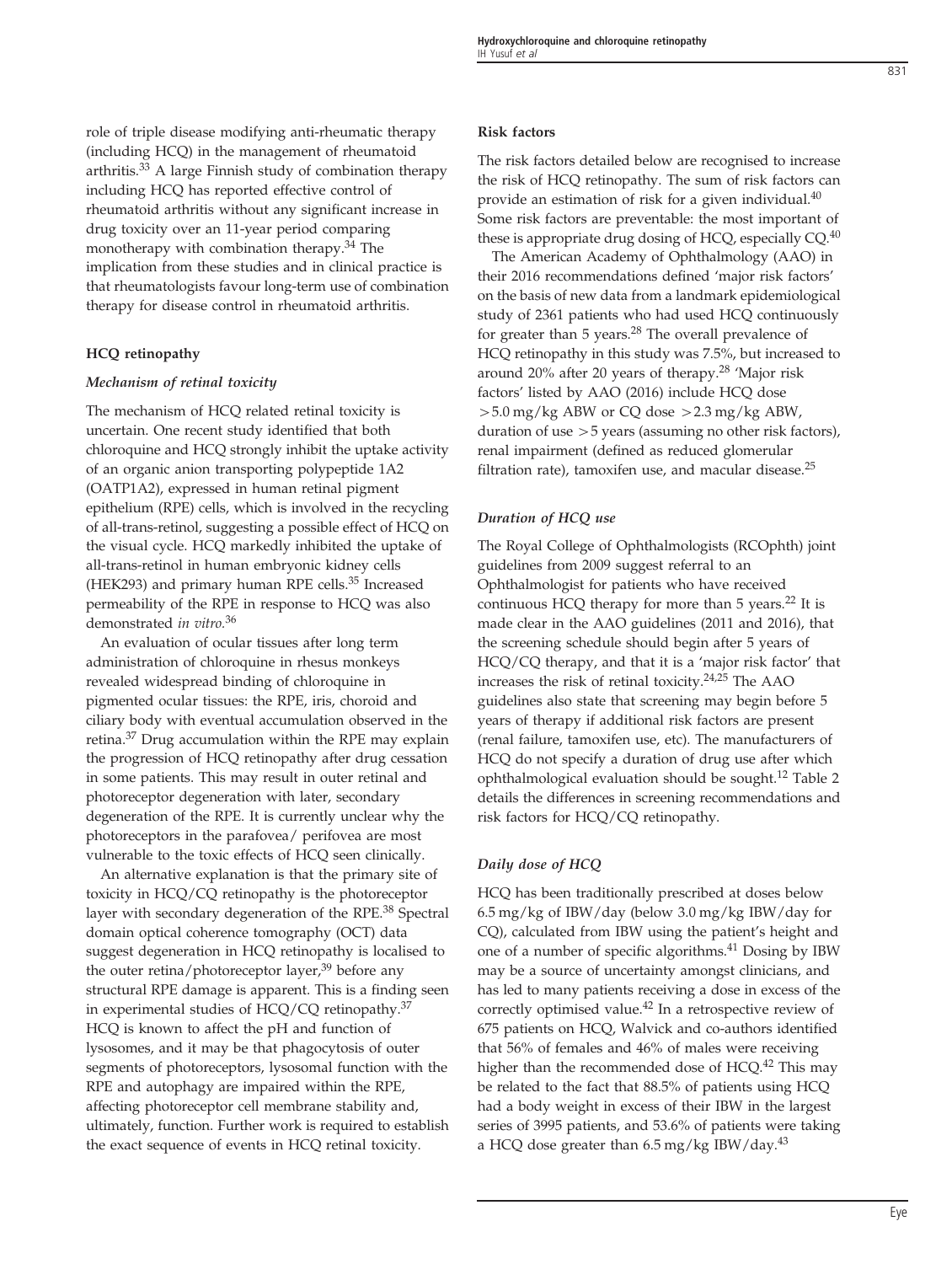role of triple disease modifying anti-rheumatic therapy (including HCQ) in the management of rheumatoid arthritis.[33] A large Finnish study of combination therapy including HCQ has reported effective control of rheumatoid arthritis without any significant increase in drug toxicity over an 11-year period comparing monotherapy with combination therapy.[34] The implication from these studies and in clinical practice is that rheumatologists favour long-term use of combination therapy for disease control in rheumatoid arthritis.

## HCQ retinopathy

### *Mechanism of retinal toxicity*

The mechanism of HCQ related retinal toxicity is uncertain. One recent study identified that both chloroquine and HCQ strongly inhibit the uptake activity of an organic anion transporting polypeptide 1A2 (OATP1A2), expressed in human retinal pigment epithelium (RPE) cells, which is involved in the recycling of all-trans-retinol, suggesting a possible effect of HCQ on the visual cycle. HCQ markedly inhibited the uptake of all-trans-retinol in human embryonic kidney cells (HEK293) and primary human RPE cells.[35] Increased permeability of the RPE in response to HCQ was also demonstrated *in vitro.*[36]

An evaluation of ocular tissues after long term administration of chloroquine in rhesus monkeys revealed widespread binding of chloroquine in pigmented ocular tissues: the RPE, iris, choroid and ciliary body with eventual accumulation observed in the retina.[37] Drug accumulation within the RPE may explain the progression of HCQ retinopathy after drug cessation in some patients. This may result in outer retinal and photoreceptor degeneration with later, secondary degeneration of the RPE. It is currently unclear why the photoreceptors in the parafovea/ perifovea are most vulnerable to the toxic effects of HCQ seen clinically.

An alternative explanation is that the primary site of toxicity in HCQ/CQ retinopathy is the photoreceptor layer with secondary degeneration of the RPE.[38] Spectral domain optical coherence tomography (OCT) data suggest degeneration in HCQ retinopathy is localised to the outer retina/photoreceptor layer,[39] before any structural RPE damage is apparent. This is a finding seen in experimental studies of HCQ/CQ retinopathy.[37] HCQ is known to affect the pH and function of lysosomes, and it may be that phagocytosis of outer segments of photoreceptors, lysosomal function with the RPE and autophagy are impaired within the RPE, affecting photoreceptor cell membrane stability and, ultimately, function. Further work is required to establish the exact sequence of events in HCQ retinal toxicity.

### Risk factors

The risk factors detailed below are recognised to increase the risk of HCQ retinopathy. The sum of risk factors can provide an estimation of risk for a given individual.[40] Some risk factors are preventable: the most important of these is appropriate drug dosing of HCQ, especially CQ.[40]

The American Academy of Ophthalmology (AAO) in their 2016 recommendations defined 'major risk factors' on the basis of new data from a landmark epidemiological study of 2361 patients who had used HCQ continuously for greater than 5 years.[28] The overall prevalence of HCQ retinopathy in this study was 7.5%, but increased to around 20% after 20 years of therapy.[28] 'Major risk factors' listed by AAO (2016) include HCQ dose >5.0 mg/kg ABW or CQ dose >2.3 mg/kg ABW, duration of use >5 years (assuming no other risk factors), renal impairment (defined as reduced glomerular filtration rate), tamoxifen use, and macular disease.[25]

### *Duration of HCQ use*

The Royal College of Ophthalmologists (RCOphth) joint guidelines from 2009 suggest referral to an Ophthalmologist for patients who have received continuous HCQ therapy for more than 5 years.[22] It is made clear in the AAO guidelines (2011 and 2016), that the screening schedule should begin after 5 years of HCQ/CQ therapy, and that it is a 'major risk factor' that increases the risk of retinal toxicity.[24,25] The AAO guidelines also state that screening may begin before 5 years of therapy if additional risk factors are present (renal failure, tamoxifen use, etc). The manufacturers of HCQ do not specify a duration of drug use after which ophthalmological evaluation should be sought.[12] Table 2 details the differences in screening recommendations and risk factors for HCQ/CQ retinopathy.

### *Daily dose of HCQ*

HCQ has been traditionally prescribed at doses below 6.5 mg/kg of IBW/day (below 3.0 mg/kg IBW/day for CQ), calculated from IBW using the patient's height and one of a number of specific algorithms.[41] Dosing by IBW may be a source of uncertainty amongst clinicians, and has led to many patients receiving a dose in excess of the correctly optimised value.[42] In a retrospective review of 675 patients on HCQ, Walvick and co-authors identified that 56% of females and 46% of males were receiving higher than the recommended dose of HCQ.[42] This may be related to the fact that 88.5% of patients using HCQ had a body weight in excess of their IBW in the largest series of 3995 patients, and 53.6% of patients were taking a HCQ dose greater than 6.5 mg/kg IBW/day.[43]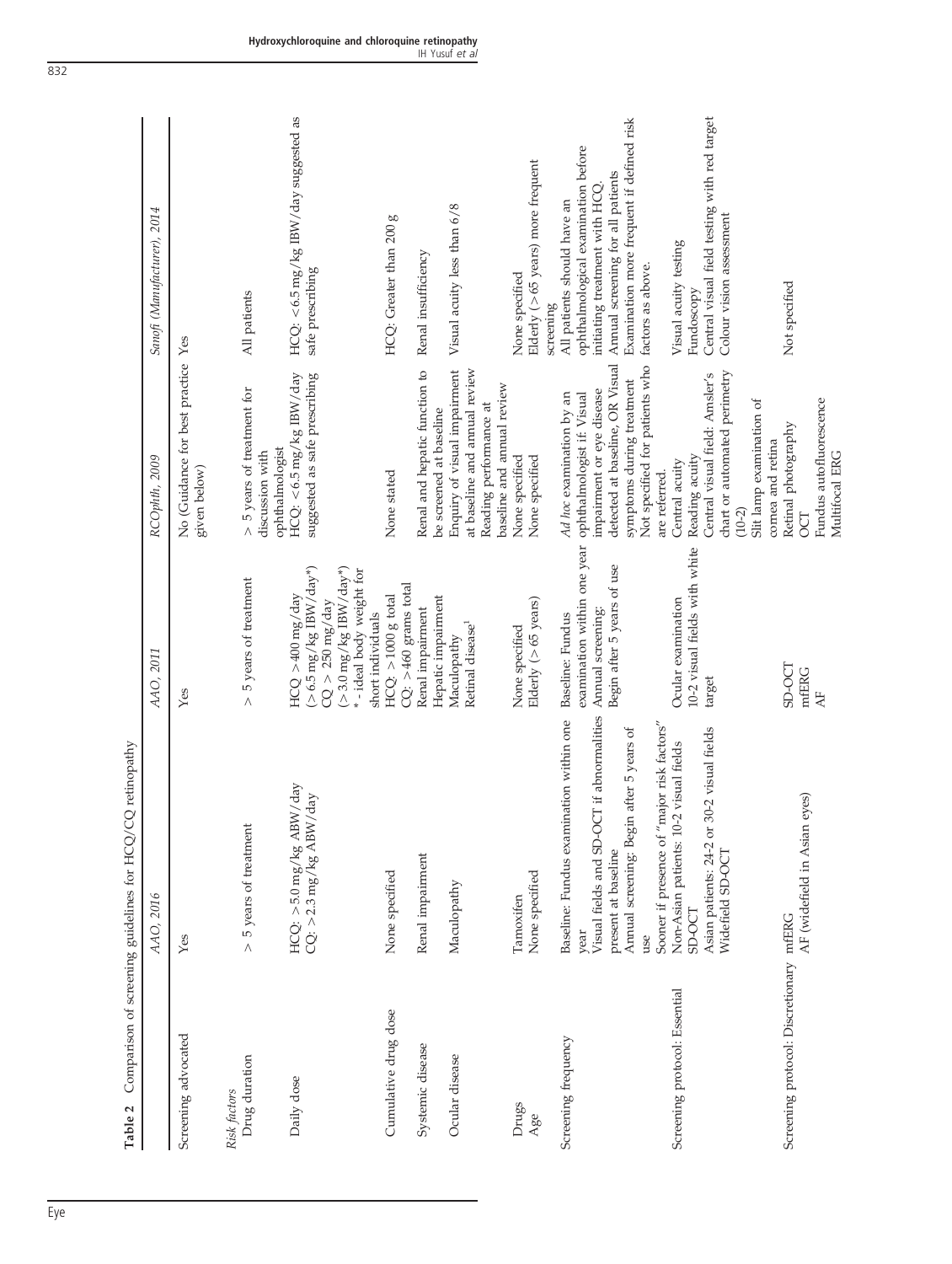**Table 2** Comparison of screening guidelines for HCQ/CQ retinopathy

| | *AAO, 2016* | *AAO, 2011* | *RCOphth, 2009* | *Sanofi (Manufacturer), 2014* |
|---|---|---|---|---|
| Screening advocated | Yes | Yes | No (Guidance for best practice given below) | Yes |
| *Risk factors* | | | | |
| Drug duration | > 5 years of treatment | > 5 years of treatment | > 5 years of treatment for discussion with ophthalmologist | All patients |
| Daily dose | HCQ: > 5.0 mg/kg ABW/day<br>CQ: > 2.3 mg/kg ABW/day | HCQ > 400 mg/day (> 6.5 mg/kg IBW/day*)<br>CQ > 250 mg/day (> 3.0 mg/kg IBW/day*)<br>* - ideal body weight for short individuals | HCQ: < 6.5 mg/kg IBW/day suggested as safe prescribing | HCQ: < 6.5 mg/kg IBW/day suggested as safe prescribing |
| Cumulative drug dose | None specified | HCQ: > 1000 g total<br>CQ: > 460 grams total | None stated | HCQ: Greater than 200 g |
| Systemic disease | Renal impairment | Renal impairment<br>Hepatic impairment | Renal and hepatic function to be screened at baseline | Renal insufficiency |
| Ocular disease | Maculopathy | Maculopathy<br>Retinal disease[1] | Enquiry of visual impairment at baseline and annual review<br>Reading performance at baseline and annual review | Visual acuity less than 6/8 |
| Drugs | Tamoxifen | None specified | None specified | None specified |
| Age | None specified | Elderly (> 65 years) | None specified | Elderly (> 65 years) more frequent screening |
| Screening frequency | Baseline: Fundus examination within one year<br>Visual fields and SD-OCT if abnormalities present at baseline<br>Annual screening: Begin after 5 years of use<br>Sooner if presence of "major risk factors" | Baseline: Fundus examination within one year<br>Annual screening:<br>Begin after 5 years of use | *Ad hoc* examination by an ophthalmologist if: Visual impairment or eye disease detected at baseline, OR Visual symptoms during treatment<br>Not specified for patients who are referred. | All patients should have an ophthalmological examination before initiating treatment with HCQ.<br>Annual screening for all patients<br>Examination more frequent if defined risk factors as above. |
| Screening protocol: Essential | Non-Asian patients: 10-2 visual fields SD-OCT<br>Asian patients: 24-2 or 30-2 visual fields<br>Widefield SD-OCT | Ocular examination<br>10-2 visual fields with white target | Central acuity<br>Reading acuity<br>Central visual field: Amsler's chart or automated perimetry (10-2)<br>Slit lamp examination of cornea and retina | Visual acuity testing<br>Fundoscopy<br>Central visual field testing with red target<br>Colour vision assessment |
| Screening protocol: Discretionary | mfERG<br>AF (widefield in Asian eyes) | SD-OCT<br>mfERG<br>AF | Retinal photography<br>OCT<br>Fundus autofluorescence<br>Multifocal ERG | Not specified |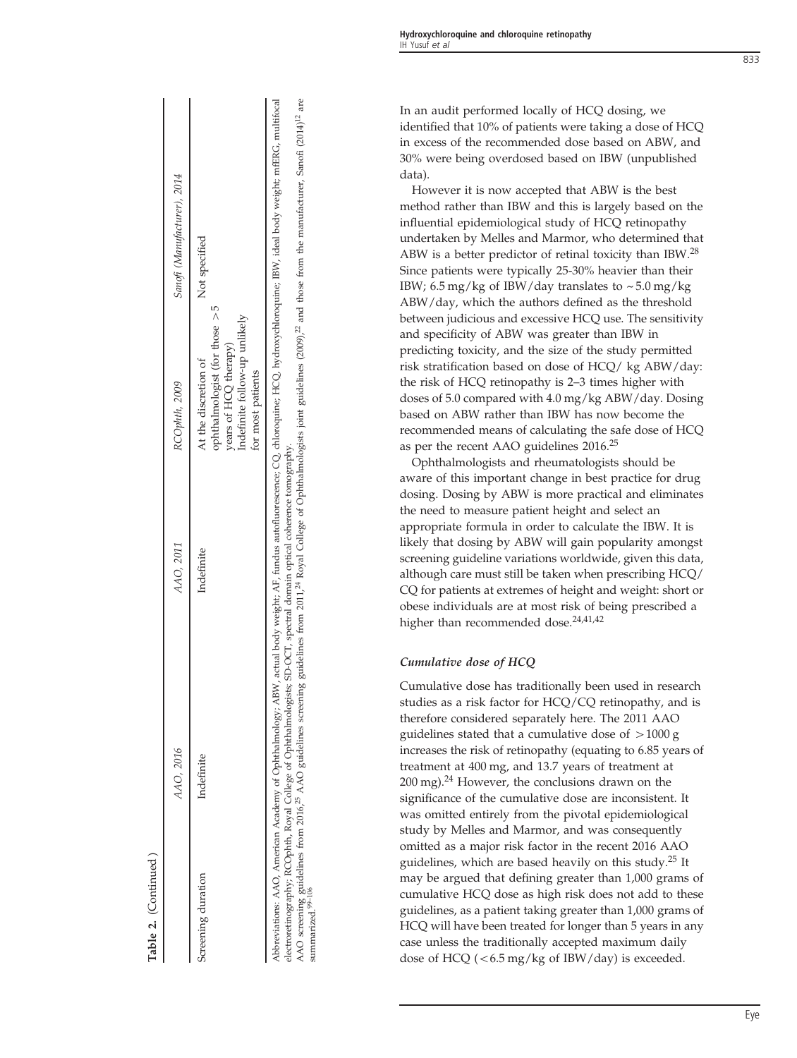**Table 2.** (Continued)

| | AAO, 2016 | AAO, 2011 | RCOphth, 2009 | Sanofi (Manufacturer), 2014 |
|---|---|---|---|---|
| Screening duration | Indefinite | Indefinite | At the discretion of ophthalmologist (for those >5 years of HCQ therapy) Indefinite follow-up unlikely for most patients | Not specified |

Abbreviations: AAO, American Academy of Ophthalmology; ABW, actual body weight; AF, fundus autofluorescence; CQ, chloroquine; HCQ, hydroxychloroquine; IBW, ideal body weight; mfERG, multifocal electroretinography; RCOphth, Royal College of Ophthalmologists; SD-OCT, spectral domain optical coherence tomography.
AAO screening guidelines from 2016,[25] AAO guidelines screening guidelines from 2011,[24] Royal College of Ophthalmologists joint guidelines (2009),[22] and those from the manufacturer, Sanofi (2014)[12] are summarized.[99–106]

In an audit performed locally of HCQ dosing, we identified that 10% of patients were taking a dose of HCQ in excess of the recommended dose based on ABW, and 30% were being overdosed based on IBW (unpublished data).

However it is now accepted that ABW is the best method rather than IBW and this is largely based on the influential epidemiological study of HCQ retinopathy undertaken by Melles and Marmor, who determined that ABW is a better predictor of retinal toxicity than IBW.[28] Since patients were typically 25-30% heavier than their IBW; 6.5 mg/kg of IBW/day translates to ~5.0 mg/kg ABW/day, which the authors defined as the threshold between judicious and excessive HCQ use. The sensitivity and specificity of ABW was greater than IBW in predicting toxicity, and the size of the study permitted risk stratification based on dose of HCQ/ kg ABW/day: the risk of HCQ retinopathy is 2–3 times higher with doses of 5.0 compared with 4.0 mg/kg ABW/day. Dosing based on ABW rather than IBW has now become the recommended means of calculating the safe dose of HCQ as per the recent AAO guidelines 2016.[25]

Ophthalmologists and rheumatologists should be aware of this important change in best practice for drug dosing. Dosing by ABW is more practical and eliminates the need to measure patient height and select an appropriate formula in order to calculate the IBW. It is likely that dosing by ABW will gain popularity amongst screening guideline variations worldwide, given this data, although care must still be taken when prescribing HCQ/CQ for patients at extremes of height and weight: short or obese individuals are at most risk of being prescribed a higher than recommended dose.[24,41,42]

### *Cumulative dose of HCQ*

Cumulative dose has traditionally been used in research studies as a risk factor for HCQ/CQ retinopathy, and is therefore considered separately here. The 2011 AAO guidelines stated that a cumulative dose of >1000 g increases the risk of retinopathy (equating to 6.85 years of treatment at 400 mg, and 13.7 years of treatment at 200 mg).[24] However, the conclusions drawn on the significance of the cumulative dose are inconsistent. It was omitted entirely from the pivotal epidemiological study by Melles and Marmor, and was consequently omitted as a major risk factor in the recent 2016 AAO guidelines, which are based heavily on this study.[25] It may be argued that defining greater than 1,000 grams of cumulative HCQ dose as high risk does not add to these guidelines, as a patient taking greater than 1,000 grams of HCQ will have been treated for longer than 5 years in any case unless the traditionally accepted maximum daily dose of HCQ (<6.5 mg/kg of IBW/day) is exceeded.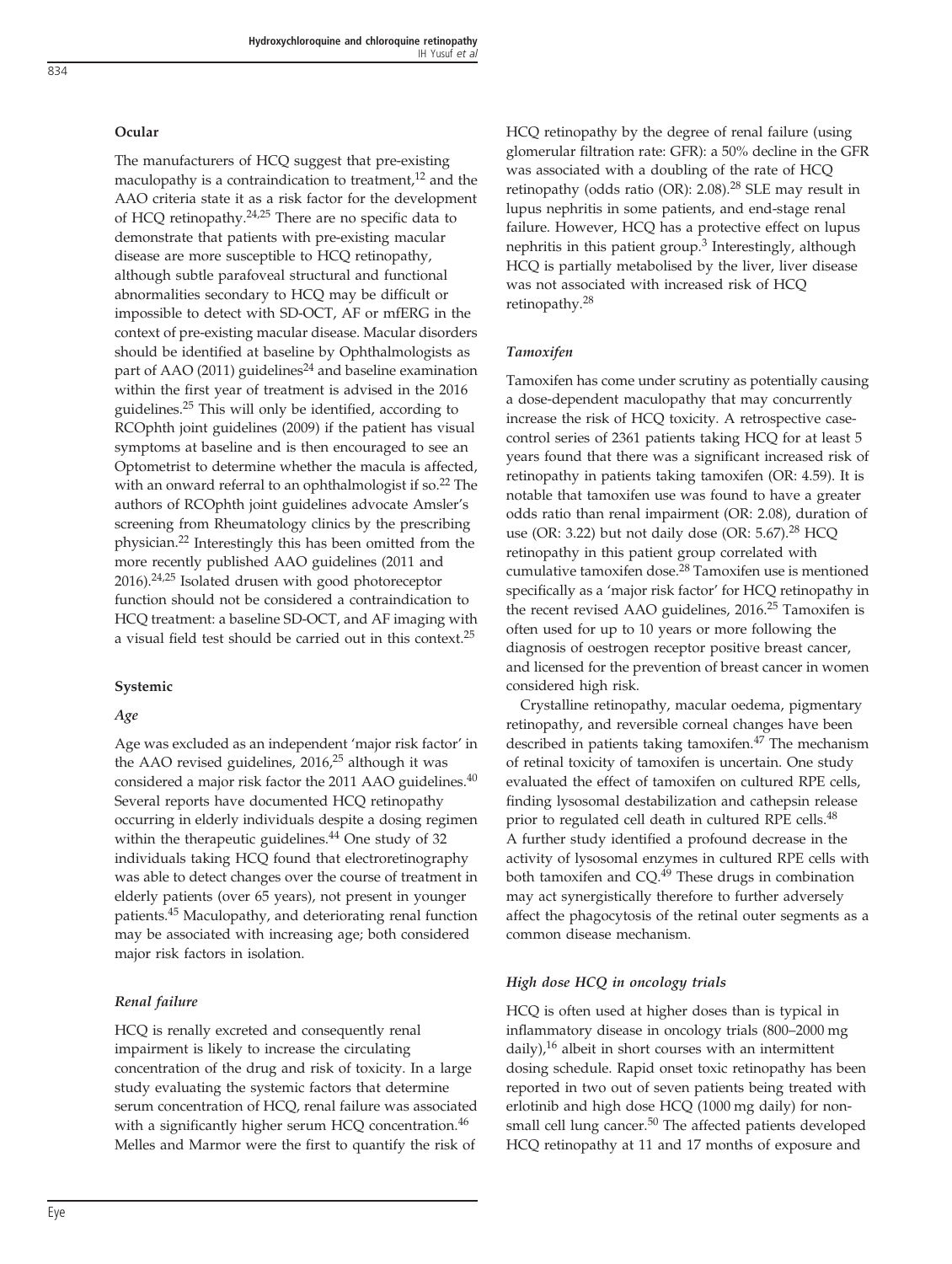### Ocular

The manufacturers of HCQ suggest that pre-existing maculopathy is a contraindication to treatment,[12] and the AAO criteria state it as a risk factor for the development of HCQ retinopathy.[24,25] There are no specific data to demonstrate that patients with pre-existing macular disease are more susceptible to HCQ retinopathy, although subtle parafoveal structural and functional abnormalities secondary to HCQ may be difficult or impossible to detect with SD-OCT, AF or mfERG in the context of pre-existing macular disease. Macular disorders should be identified at baseline by Ophthalmologists as part of AAO (2011) guidelines[24] and baseline examination within the first year of treatment is advised in the 2016 guidelines.[25] This will only be identified, according to RCOphth joint guidelines (2009) if the patient has visual symptoms at baseline and is then encouraged to see an Optometrist to determine whether the macula is affected, with an onward referral to an ophthalmologist if so.[22] The authors of RCOphth joint guidelines advocate Amsler's screening from Rheumatology clinics by the prescribing physician.[22] Interestingly this has been omitted from the more recently published AAO guidelines (2011 and 2016).[24,25] Isolated drusen with good photoreceptor function should not be considered a contraindication to HCQ treatment: a baseline SD-OCT, and AF imaging with a visual field test should be carried out in this context.[25]

### Systemic

#### *Age*

Age was excluded as an independent 'major risk factor' in the AAO revised guidelines, 2016,[25] although it was considered a major risk factor the 2011 AAO guidelines.[40] Several reports have documented HCQ retinopathy occurring in elderly individuals despite a dosing regimen within the therapeutic guidelines.[44] One study of 32 individuals taking HCQ found that electroretinography was able to detect changes over the course of treatment in elderly patients (over 65 years), not present in younger patients.[45] Maculopathy, and deteriorating renal function may be associated with increasing age; both considered major risk factors in isolation.

#### *Renal failure*

HCQ is renally excreted and consequently renal impairment is likely to increase the circulating concentration of the drug and risk of toxicity. In a large study evaluating the systemic factors that determine serum concentration of HCQ, renal failure was associated with a significantly higher serum HCQ concentration.[46] Melles and Marmor were the first to quantify the risk of HCQ retinopathy by the degree of renal failure (using glomerular filtration rate: GFR): a 50% decline in the GFR was associated with a doubling of the rate of HCQ retinopathy (odds ratio (OR): 2.08).[28] SLE may result in lupus nephritis in some patients, and end-stage renal failure. However, HCQ has a protective effect on lupus nephritis in this patient group.[3] Interestingly, although HCQ is partially metabolised by the liver, liver disease was not associated with increased risk of HCQ retinopathy.[28]

#### *Tamoxifen*

Tamoxifen has come under scrutiny as potentially causing a dose-dependent maculopathy that may concurrently increase the risk of HCQ toxicity. A retrospective case-control series of 2361 patients taking HCQ for at least 5 years found that there was a significant increased risk of retinopathy in patients taking tamoxifen (OR: 4.59). It is notable that tamoxifen use was found to have a greater odds ratio than renal impairment (OR: 2.08), duration of use (OR: 3.22) but not daily dose (OR: 5.67).[28] HCQ retinopathy in this patient group correlated with cumulative tamoxifen dose.[28] Tamoxifen use is mentioned specifically as a 'major risk factor' for HCQ retinopathy in the recent revised AAO guidelines, 2016.[25] Tamoxifen is often used for up to 10 years or more following the diagnosis of oestrogen receptor positive breast cancer, and licensed for the prevention of breast cancer in women considered high risk.

Crystalline retinopathy, macular oedema, pigmentary retinopathy, and reversible corneal changes have been described in patients taking tamoxifen.[47] The mechanism of retinal toxicity of tamoxifen is uncertain. One study evaluated the effect of tamoxifen on cultured RPE cells, finding lysosomal destabilization and cathepsin release prior to regulated cell death in cultured RPE cells.[48] A further study identified a profound decrease in the activity of lysosomal enzymes in cultured RPE cells with both tamoxifen and CQ.[49] These drugs in combination may act synergistically therefore to further adversely affect the phagocytosis of the retinal outer segments as a common disease mechanism.

#### *High dose HCQ in oncology trials*

HCQ is often used at higher doses than is typical in inflammatory disease in oncology trials (800–2000 mg daily),[16] albeit in short courses with an intermittent dosing schedule. Rapid onset toxic retinopathy has been reported in two out of seven patients being treated with erlotinib and high dose HCQ (1000 mg daily) for non-small cell lung cancer.[50] The affected patients developed HCQ retinopathy at 11 and 17 months of exposure and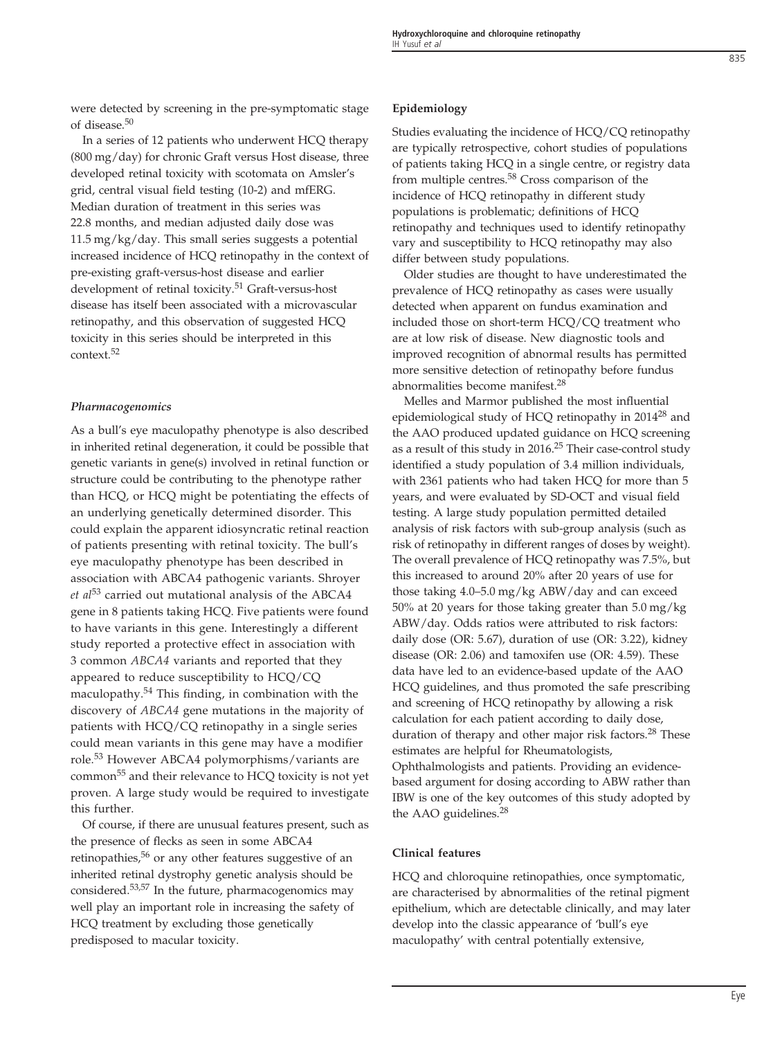were detected by screening in the pre-symptomatic stage of disease.[50]

In a series of 12 patients who underwent HCQ therapy (800 mg/day) for chronic Graft versus Host disease, three developed retinal toxicity with scotomata on Amsler's grid, central visual field testing (10-2) and mfERG. Median duration of treatment in this series was 22.8 months, and median adjusted daily dose was 11.5 mg/kg/day. This small series suggests a potential increased incidence of HCQ retinopathy in the context of pre-existing graft-versus-host disease and earlier development of retinal toxicity.[51] Graft-versus-host disease has itself been associated with a microvascular retinopathy, and this observation of suggested HCQ toxicity in this series should be interpreted in this context.[52]

#### *Pharmacogenomics*

As a bull's eye maculopathy phenotype is also described in inherited retinal degeneration, it could be possible that genetic variants in gene(s) involved in retinal function or structure could be contributing to the phenotype rather than HCQ, or HCQ might be potentiating the effects of an underlying genetically determined disorder. This could explain the apparent idiosyncratic retinal reaction of patients presenting with retinal toxicity. The bull's eye maculopathy phenotype has been described in association with ABCA4 pathogenic variants. Shroyer *et al*[53] carried out mutational analysis of the ABCA4 gene in 8 patients taking HCQ. Five patients were found to have variants in this gene. Interestingly a different study reported a protective effect in association with 3 common *ABCA4* variants and reported that they appeared to reduce susceptibility to HCQ/CQ maculopathy.[54] This finding, in combination with the discovery of *ABCA4* gene mutations in the majority of patients with HCQ/CQ retinopathy in a single series could mean variants in this gene may have a modifier role.[53] However ABCA4 polymorphisms/variants are common[55] and their relevance to HCQ toxicity is not yet proven. A large study would be required to investigate this further.

Of course, if there are unusual features present, such as the presence of flecks as seen in some ABCA4 retinopathies,[56] or any other features suggestive of an inherited retinal dystrophy genetic analysis should be considered.[53,57] In the future, pharmacogenomics may well play an important role in increasing the safety of HCQ treatment by excluding those genetically predisposed to macular toxicity.

### Epidemiology

Studies evaluating the incidence of HCQ/CQ retinopathy are typically retrospective, cohort studies of populations of patients taking HCQ in a single centre, or registry data from multiple centres.[58] Cross comparison of the incidence of HCQ retinopathy in different study populations is problematic; definitions of HCQ retinopathy and techniques used to identify retinopathy vary and susceptibility to HCQ retinopathy may also differ between study populations.

Older studies are thought to have underestimated the prevalence of HCQ retinopathy as cases were usually detected when apparent on fundus examination and included those on short-term HCQ/CQ treatment who are at low risk of disease. New diagnostic tools and improved recognition of abnormal results has permitted more sensitive detection of retinopathy before fundus abnormalities become manifest.[28]

Melles and Marmor published the most influential epidemiological study of HCQ retinopathy in 2014[28] and the AAO produced updated guidance on HCQ screening as a result of this study in 2016.[25] Their case-control study identified a study population of 3.4 million individuals, with 2361 patients who had taken HCQ for more than 5 years, and were evaluated by SD-OCT and visual field testing. A large study population permitted detailed analysis of risk factors with sub-group analysis (such as risk of retinopathy in different ranges of doses by weight). The overall prevalence of HCQ retinopathy was 7.5%, but this increased to around 20% after 20 years of use for those taking 4.0–5.0 mg/kg ABW/day and can exceed 50% at 20 years for those taking greater than 5.0 mg/kg ABW/day. Odds ratios were attributed to risk factors: daily dose (OR: 5.67), duration of use (OR: 3.22), kidney disease (OR: 2.06) and tamoxifen use (OR: 4.59). These data have led to an evidence-based update of the AAO HCQ guidelines, and thus promoted the safe prescribing and screening of HCQ retinopathy by allowing a risk calculation for each patient according to daily dose, duration of therapy and other major risk factors.[28] These estimates are helpful for Rheumatologists, Ophthalmologists and patients. Providing an evidence-based argument for dosing according to ABW rather than IBW is one of the key outcomes of this study adopted by the AAO guidelines.[28]

### Clinical features

HCQ and chloroquine retinopathies, once symptomatic, are characterised by abnormalities of the retinal pigment epithelium, which are detectable clinically, and may later develop into the classic appearance of 'bull's eye maculopathy' with central potentially extensive,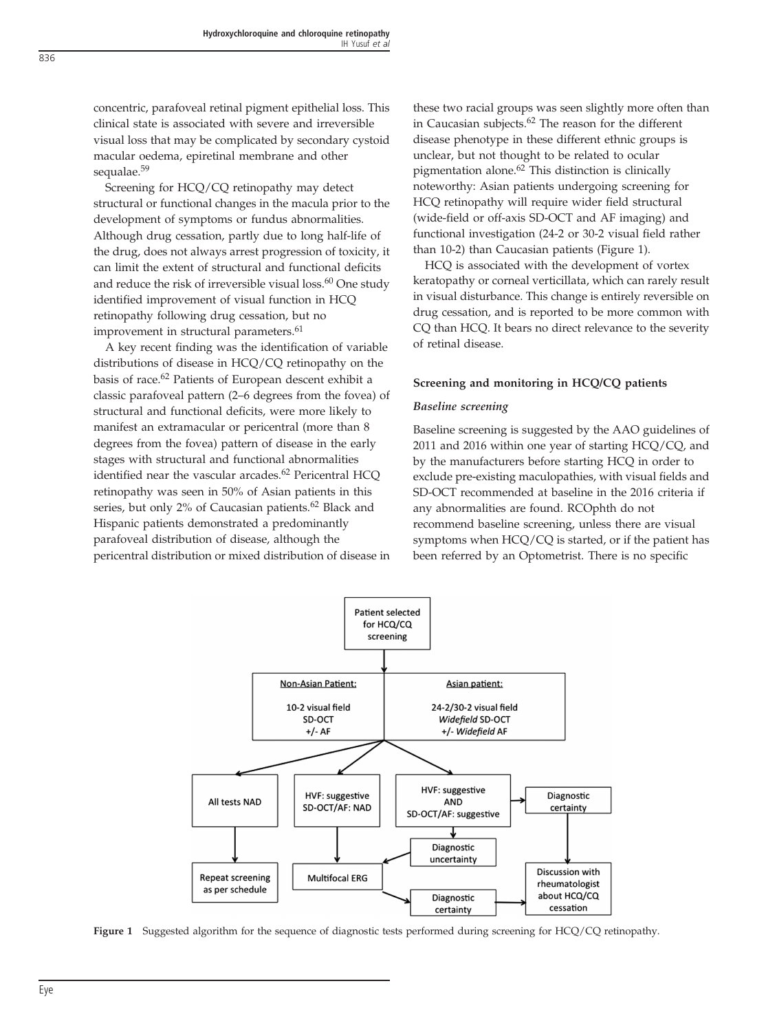concentric, parafoveal retinal pigment epithelial loss. This clinical state is associated with severe and irreversible visual loss that may be complicated by secondary cystoid macular oedema, epiretinal membrane and other sequalae.[59]

Screening for HCQ/CQ retinopathy may detect structural or functional changes in the macula prior to the development of symptoms or fundus abnormalities. Although drug cessation, partly due to long half-life of the drug, does not always arrest progression of toxicity, it can limit the extent of structural and functional deficits and reduce the risk of irreversible visual loss.[60] One study identified improvement of visual function in HCQ retinopathy following drug cessation, but no improvement in structural parameters.[61]

A key recent finding was the identification of variable distributions of disease in HCQ/CQ retinopathy on the basis of race.[62] Patients of European descent exhibit a classic parafoveal pattern (2–6 degrees from the fovea) of structural and functional deficits, were more likely to manifest an extramacular or pericentral (more than 8 degrees from the fovea) pattern of disease in the early stages with structural and functional abnormalities identified near the vascular arcades.[62] Pericentral HCQ retinopathy was seen in 50% of Asian patients in this series, but only 2% of Caucasian patients.[62] Black and Hispanic patients demonstrated a predominantly parafoveal distribution of disease, although the pericentral distribution or mixed distribution of disease in these two racial groups was seen slightly more often than in Caucasian subjects.[62] The reason for the different disease phenotype in these different ethnic groups is unclear, but not thought to be related to ocular pigmentation alone.[62] This distinction is clinically noteworthy: Asian patients undergoing screening for HCQ retinopathy will require wider field structural (wide-field or off-axis SD-OCT and AF imaging) and functional investigation (24-2 or 30-2 visual field rather than 10-2) than Caucasian patients (Figure 1).

HCQ is associated with the development of vortex keratopathy or corneal verticillata, which can rarely result in visual disturbance. This change is entirely reversible on drug cessation, and is reported to be more common with CQ than HCQ. It bears no direct relevance to the severity of retinal disease.

## Screening and monitoring in HCQ/CQ patients

### *Baseline screening*

Baseline screening is suggested by the AAO guidelines of 2011 and 2016 within one year of starting HCQ/CQ, and by the manufacturers before starting HCQ in order to exclude pre-existing maculopathies, with visual fields and SD-OCT recommended at baseline in the 2016 criteria if any abnormalities are found. RCOphth do not recommend baseline screening, unless there are visual symptoms when HCQ/CQ is started, or if the patient has been referred by an Optometrist. There is no specific

- Patient selected for HCQ/CQ screening
  - Non-Asian Patient: 10-2 visual field, SD-OCT, +/- AF
  - Asian patient: 24-2/30-2 visual field, *Widefield* SD-OCT, +/- *Widefield* AF
- All tests NAD → Repeat screening as per schedule
- HVF: suggestive, SD-OCT/AF: NAD → Multifocal ERG → Diagnostic certainty → Discussion with rheumatologist about HCQ/CQ cessation
- HVF: suggestive AND SD-OCT/AF: suggestive → Diagnostic certainty → Discussion with rheumatologist about HCQ/CQ cessation
- HVF: suggestive AND SD-OCT/AF: suggestive → Diagnostic uncertainty → Multifocal ERG

**Figure 1** Suggested algorithm for the sequence of diagnostic tests performed during screening for HCQ/CQ retinopathy.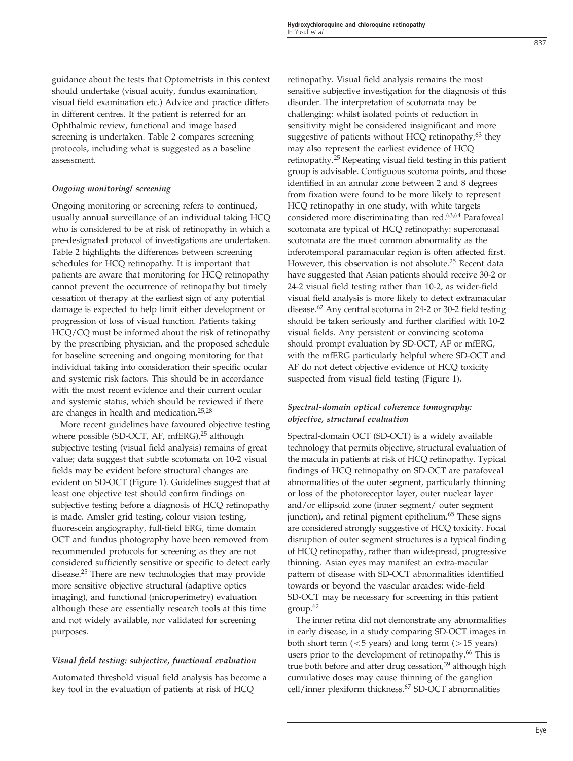guidance about the tests that Optometrists in this context should undertake (visual acuity, fundus examination, visual field examination etc.) Advice and practice differs in different centres. If the patient is referred for an Ophthalmic review, functional and image based screening is undertaken. Table 2 compares screening protocols, including what is suggested as a baseline assessment.

### *Ongoing monitoring/ screening*

Ongoing monitoring or screening refers to continued, usually annual surveillance of an individual taking HCQ who is considered to be at risk of retinopathy in which a pre-designated protocol of investigations are undertaken. Table 2 highlights the differences between screening schedules for HCQ retinopathy. It is important that patients are aware that monitoring for HCQ retinopathy cannot prevent the occurrence of retinopathy but timely cessation of therapy at the earliest sign of any potential damage is expected to help limit either development or progression of loss of visual function. Patients taking HCQ/CQ must be informed about the risk of retinopathy by the prescribing physician, and the proposed schedule for baseline screening and ongoing monitoring for that individual taking into consideration their specific ocular and systemic risk factors. This should be in accordance with the most recent evidence and their current ocular and systemic status, which should be reviewed if there are changes in health and medication.[25,28]

More recent guidelines have favoured objective testing where possible (SD-OCT, AF, mfERG),[25] although subjective testing (visual field analysis) remains of great value; data suggest that subtle scotomata on 10-2 visual fields may be evident before structural changes are evident on SD-OCT (Figure 1). Guidelines suggest that at least one objective test should confirm findings on subjective testing before a diagnosis of HCQ retinopathy is made. Amsler grid testing, colour vision testing, fluorescein angiography, full-field ERG, time domain OCT and fundus photography have been removed from recommended protocols for screening as they are not considered sufficiently sensitive or specific to detect early disease.[25] There are new technologies that may provide more sensitive objective structural (adaptive optics imaging), and functional (microperimetry) evaluation although these are essentially research tools at this time and not widely available, nor validated for screening purposes.

### *Visual field testing: subjective, functional evaluation*

Automated threshold visual field analysis has become a key tool in the evaluation of patients at risk of HCQ retinopathy. Visual field analysis remains the most sensitive subjective investigation for the diagnosis of this disorder. The interpretation of scotomata may be challenging: whilst isolated points of reduction in sensitivity might be considered insignificant and more suggestive of patients without HCQ retinopathy,[63] they may also represent the earliest evidence of HCQ retinopathy.[25] Repeating visual field testing in this patient group is advisable. Contiguous scotoma points, and those identified in an annular zone between 2 and 8 degrees from fixation were found to be more likely to represent HCQ retinopathy in one study, with white targets considered more discriminating than red.[63,64] Parafoveal scotomata are typical of HCQ retinopathy: superonasal scotomata are the most common abnormality as the inferotemporal paramacular region is often affected first. However, this observation is not absolute.[25] Recent data have suggested that Asian patients should receive 30-2 or 24-2 visual field testing rather than 10-2, as wider-field visual field analysis is more likely to detect extramacular disease.[62] Any central scotoma in 24-2 or 30-2 field testing should be taken seriously and further clarified with 10-2 visual fields. Any persistent or convincing scotoma should prompt evaluation by SD-OCT, AF or mfERG, with the mfERG particularly helpful where SD-OCT and AF do not detect objective evidence of HCQ toxicity suspected from visual field testing (Figure 1).

### *Spectral-domain optical coherence tomography: objective, structural evaluation*

Spectral-domain OCT (SD-OCT) is a widely available technology that permits objective, structural evaluation of the macula in patients at risk of HCQ retinopathy. Typical findings of HCQ retinopathy on SD-OCT are parafoveal abnormalities of the outer segment, particularly thinning or loss of the photoreceptor layer, outer nuclear layer and/or ellipsoid zone (inner segment/ outer segment junction), and retinal pigment epithelium.[65] These signs are considered strongly suggestive of HCQ toxicity. Focal disruption of outer segment structures is a typical finding of HCQ retinopathy, rather than widespread, progressive thinning. Asian eyes may manifest an extra-macular pattern of disease with SD-OCT abnormalities identified towards or beyond the vascular arcades: wide-field SD-OCT may be necessary for screening in this patient group.[62]

The inner retina did not demonstrate any abnormalities in early disease, in a study comparing SD-OCT images in both short term (<5 years) and long term (>15 years) users prior to the development of retinopathy.[66] This is true both before and after drug cessation,[39] although high cumulative doses may cause thinning of the ganglion cell/inner plexiform thickness.[67] SD-OCT abnormalities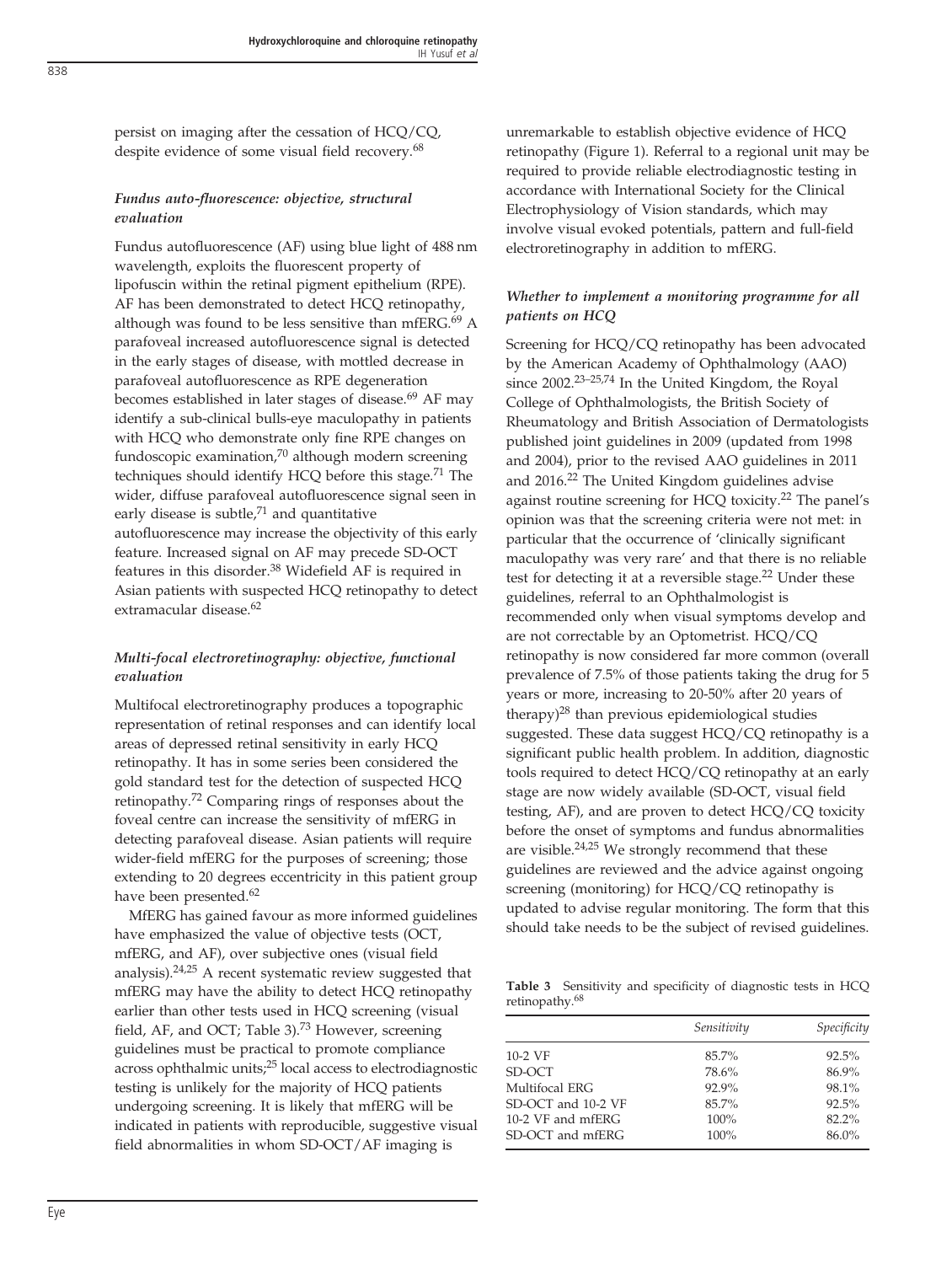persist on imaging after the cessation of HCQ/CQ, despite evidence of some visual field recovery.[68]

### *Fundus auto-fluorescence: objective, structural evaluation*

Fundus autofluorescence (AF) using blue light of 488 nm wavelength, exploits the fluorescent property of lipofuscin within the retinal pigment epithelium (RPE). AF has been demonstrated to detect HCQ retinopathy, although was found to be less sensitive than mfERG.[69] A parafoveal increased autofluorescence signal is detected in the early stages of disease, with mottled decrease in parafoveal autofluorescence as RPE degeneration becomes established in later stages of disease.[69] AF may identify a sub-clinical bulls-eye maculopathy in patients with HCQ who demonstrate only fine RPE changes on fundoscopic examination,[70] although modern screening techniques should identify HCQ before this stage.[71] The wider, diffuse parafoveal autofluorescence signal seen in early disease is subtle,[71] and quantitative autofluorescence may increase the objectivity of this early feature. Increased signal on AF may precede SD-OCT features in this disorder.[38] Widefield AF is required in Asian patients with suspected HCQ retinopathy to detect extramacular disease.[62]

### *Multi-focal electroretinography: objective, functional evaluation*

Multifocal electroretinography produces a topographic representation of retinal responses and can identify local areas of depressed retinal sensitivity in early HCQ retinopathy. It has in some series been considered the gold standard test for the detection of suspected HCQ retinopathy.[72] Comparing rings of responses about the foveal centre can increase the sensitivity of mfERG in detecting parafoveal disease. Asian patients will require wider-field mfERG for the purposes of screening; those extending to 20 degrees eccentricity in this patient group have been presented.[62]

MfERG has gained favour as more informed guidelines have emphasized the value of objective tests (OCT, mfERG, and AF), over subjective ones (visual field analysis).[24,25] A recent systematic review suggested that mfERG may have the ability to detect HCQ retinopathy earlier than other tests used in HCQ screening (visual field, AF, and OCT; Table 3).[73] However, screening guidelines must be practical to promote compliance across ophthalmic units;[25] local access to electrodiagnostic testing is unlikely for the majority of HCQ patients undergoing screening. It is likely that mfERG will be indicated in patients with reproducible, suggestive visual field abnormalities in whom SD-OCT/AF imaging is unremarkable to establish objective evidence of HCQ retinopathy (Figure 1). Referral to a regional unit may be required to provide reliable electrodiagnostic testing in accordance with International Society for the Clinical Electrophysiology of Vision standards, which may involve visual evoked potentials, pattern and full-field electroretinography in addition to mfERG.

### *Whether to implement a monitoring programme for all patients on HCQ*

Screening for HCQ/CQ retinopathy has been advocated by the American Academy of Ophthalmology (AAO) since 2002.[23–25,74] In the United Kingdom, the Royal College of Ophthalmologists, the British Society of Rheumatology and British Association of Dermatologists published joint guidelines in 2009 (updated from 1998 and 2004), prior to the revised AAO guidelines in 2011 and 2016.[22] The United Kingdom guidelines advise against routine screening for HCQ toxicity.[22] The panel's opinion was that the screening criteria were not met: in particular that the occurrence of 'clinically significant maculopathy was very rare' and that there is no reliable test for detecting it at a reversible stage.[22] Under these guidelines, referral to an Ophthalmologist is recommended only when visual symptoms develop and are not correctable by an Optometrist. HCQ/CQ retinopathy is now considered far more common (overall prevalence of 7.5% of those patients taking the drug for 5 years or more, increasing to 20-50% after 20 years of therapy)[28] than previous epidemiological studies suggested. These data suggest HCQ/CQ retinopathy is a significant public health problem. In addition, diagnostic tools required to detect HCQ/CQ retinopathy at an early stage are now widely available (SD-OCT, visual field testing, AF), and are proven to detect HCQ/CQ toxicity before the onset of symptoms and fundus abnormalities are visible.[24,25] We strongly recommend that these guidelines are reviewed and the advice against ongoing screening (monitoring) for HCQ/CQ retinopathy is updated to advise regular monitoring. The form that this should take needs to be the subject of revised guidelines.

**Table 3** Sensitivity and specificity of diagnostic tests in HCQ retinopathy.[68]

| | *Sensitivity* | *Specificity* |
|---|---|---|
| 10-2 VF | 85.7% | 92.5% |
| SD-OCT | 78.6% | 86.9% |
| Multifocal ERG | 92.9% | 98.1% |
| SD-OCT and 10-2 VF | 85.7% | 92.5% |
| 10-2 VF and mfERG | 100% | 82.2% |
| SD-OCT and mfERG | 100% | 86.0% |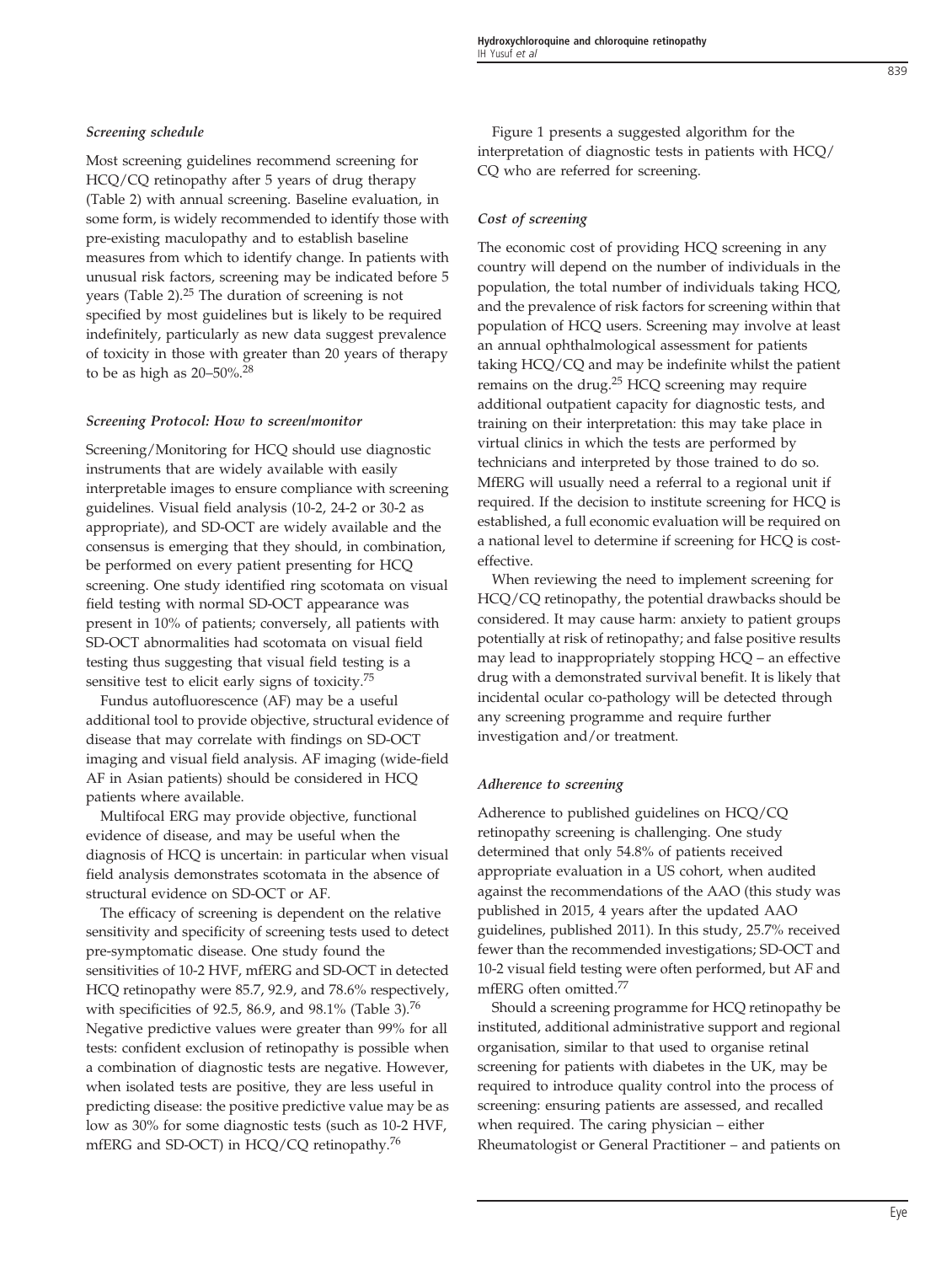### *Screening schedule*

Most screening guidelines recommend screening for HCQ/CQ retinopathy after 5 years of drug therapy (Table 2) with annual screening. Baseline evaluation, in some form, is widely recommended to identify those with pre-existing maculopathy and to establish baseline measures from which to identify change. In patients with unusual risk factors, screening may be indicated before 5 years (Table 2).[25] The duration of screening is not specified by most guidelines but is likely to be required indefinitely, particularly as new data suggest prevalence of toxicity in those with greater than 20 years of therapy to be as high as 20–50%.[28]

### *Screening Protocol: How to screen/monitor*

Screening/Monitoring for HCQ should use diagnostic instruments that are widely available with easily interpretable images to ensure compliance with screening guidelines. Visual field analysis (10-2, 24-2 or 30-2 as appropriate), and SD-OCT are widely available and the consensus is emerging that they should, in combination, be performed on every patient presenting for HCQ screening. One study identified ring scotomata on visual field testing with normal SD-OCT appearance was present in 10% of patients; conversely, all patients with SD-OCT abnormalities had scotomata on visual field testing thus suggesting that visual field testing is a sensitive test to elicit early signs of toxicity.[75]

Fundus autofluorescence (AF) may be a useful additional tool to provide objective, structural evidence of disease that may correlate with findings on SD-OCT imaging and visual field analysis. AF imaging (wide-field AF in Asian patients) should be considered in HCQ patients where available.

Multifocal ERG may provide objective, functional evidence of disease, and may be useful when the diagnosis of HCQ is uncertain: in particular when visual field analysis demonstrates scotomata in the absence of structural evidence on SD-OCT or AF.

The efficacy of screening is dependent on the relative sensitivity and specificity of screening tests used to detect pre-symptomatic disease. One study found the sensitivities of 10-2 HVF, mfERG and SD-OCT in detected HCQ retinopathy were 85.7, 92.9, and 78.6% respectively, with specificities of 92.5, 86.9, and 98.1% (Table 3).[76] Negative predictive values were greater than 99% for all tests: confident exclusion of retinopathy is possible when a combination of diagnostic tests are negative. However, when isolated tests are positive, they are less useful in predicting disease: the positive predictive value may be as low as 30% for some diagnostic tests (such as 10-2 HVF, mfERG and SD-OCT) in HCQ/CQ retinopathy.[76]

Figure 1 presents a suggested algorithm for the interpretation of diagnostic tests in patients with HCQ/CQ who are referred for screening.

### *Cost of screening*

The economic cost of providing HCQ screening in any country will depend on the number of individuals in the population, the total number of individuals taking HCQ, and the prevalence of risk factors for screening within that population of HCQ users. Screening may involve at least an annual ophthalmological assessment for patients taking HCQ/CQ and may be indefinite whilst the patient remains on the drug.[25] HCQ screening may require additional outpatient capacity for diagnostic tests, and training on their interpretation: this may take place in virtual clinics in which the tests are performed by technicians and interpreted by those trained to do so. MfERG will usually need a referral to a regional unit if required. If the decision to institute screening for HCQ is established, a full economic evaluation will be required on a national level to determine if screening for HCQ is cost-effective.

When reviewing the need to implement screening for HCQ/CQ retinopathy, the potential drawbacks should be considered. It may cause harm: anxiety to patient groups potentially at risk of retinopathy; and false positive results may lead to inappropriately stopping HCQ – an effective drug with a demonstrated survival benefit. It is likely that incidental ocular co-pathology will be detected through any screening programme and require further investigation and/or treatment.

### *Adherence to screening*

Adherence to published guidelines on HCQ/CQ retinopathy screening is challenging. One study determined that only 54.8% of patients received appropriate evaluation in a US cohort, when audited against the recommendations of the AAO (this study was published in 2015, 4 years after the updated AAO guidelines, published 2011). In this study, 25.7% received fewer than the recommended investigations; SD-OCT and 10-2 visual field testing were often performed, but AF and mfERG often omitted.[77]

Should a screening programme for HCQ retinopathy be instituted, additional administrative support and regional organisation, similar to that used to organise retinal screening for patients with diabetes in the UK, may be required to introduce quality control into the process of screening: ensuring patients are assessed, and recalled when required. The caring physician – either Rheumatologist or General Practitioner – and patients on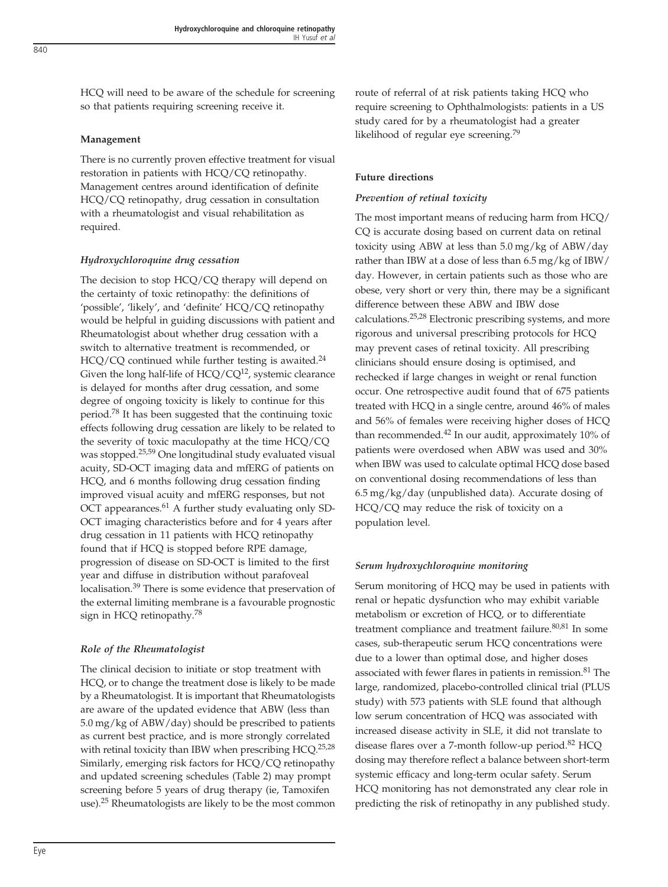HCQ will need to be aware of the schedule for screening so that patients requiring screening receive it.

### Management

There is no currently proven effective treatment for visual restoration in patients with HCQ/CQ retinopathy. Management centres around identification of definite HCQ/CQ retinopathy, drug cessation in consultation with a rheumatologist and visual rehabilitation as required.

#### *Hydroxychloroquine drug cessation*

The decision to stop HCQ/CQ therapy will depend on the certainty of toxic retinopathy: the definitions of 'possible', 'likely', and 'definite' HCQ/CQ retinopathy would be helpful in guiding discussions with patient and Rheumatologist about whether drug cessation with a switch to alternative treatment is recommended, or HCQ/CQ continued while further testing is awaited.[24] Given the long half-life of HCQ/CQ[12], systemic clearance is delayed for months after drug cessation, and some degree of ongoing toxicity is likely to continue for this period.[78] It has been suggested that the continuing toxic effects following drug cessation are likely to be related to the severity of toxic maculopathy at the time HCQ/CQ was stopped.[25,59] One longitudinal study evaluated visual acuity, SD-OCT imaging data and mfERG of patients on HCQ, and 6 months following drug cessation finding improved visual acuity and mfERG responses, but not OCT appearances.[61] A further study evaluating only SD-OCT imaging characteristics before and for 4 years after drug cessation in 11 patients with HCQ retinopathy found that if HCQ is stopped before RPE damage, progression of disease on SD-OCT is limited to the first year and diffuse in distribution without parafoveal localisation.[39] There is some evidence that preservation of the external limiting membrane is a favourable prognostic sign in HCQ retinopathy.[78]

#### *Role of the Rheumatologist*

The clinical decision to initiate or stop treatment with HCQ, or to change the treatment dose is likely to be made by a Rheumatologist. It is important that Rheumatologists are aware of the updated evidence that ABW (less than 5.0 mg/kg of ABW/day) should be prescribed to patients as current best practice, and is more strongly correlated with retinal toxicity than IBW when prescribing HCQ.[25,28] Similarly, emerging risk factors for HCQ/CQ retinopathy and updated screening schedules (Table 2) may prompt screening before 5 years of drug therapy (ie, Tamoxifen use).[25] Rheumatologists are likely to be the most common route of referral of at risk patients taking HCQ who require screening to Ophthalmologists: patients in a US study cared for by a rheumatologist had a greater likelihood of regular eye screening.[79]

### Future directions

#### *Prevention of retinal toxicity*

The most important means of reducing harm from HCQ/CQ is accurate dosing based on current data on retinal toxicity using ABW at less than 5.0 mg/kg of ABW/day rather than IBW at a dose of less than 6.5 mg/kg of IBW/day. However, in certain patients such as those who are obese, very short or very thin, there may be a significant difference between these ABW and IBW dose calculations.[25,28] Electronic prescribing systems, and more rigorous and universal prescribing protocols for HCQ may prevent cases of retinal toxicity. All prescribing clinicians should ensure dosing is optimised, and rechecked if large changes in weight or renal function occur. One retrospective audit found that of 675 patients treated with HCQ in a single centre, around 46% of males and 56% of females were receiving higher doses of HCQ than recommended.[42] In our audit, approximately 10% of patients were overdosed when ABW was used and 30% when IBW was used to calculate optimal HCQ dose based on conventional dosing recommendations of less than 6.5 mg/kg/day (unpublished data). Accurate dosing of HCQ/CQ may reduce the risk of toxicity on a population level.

#### *Serum hydroxychloroquine monitoring*

Serum monitoring of HCQ may be used in patients with renal or hepatic dysfunction who may exhibit variable metabolism or excretion of HCQ, or to differentiate treatment compliance and treatment failure.[80,81] In some cases, sub-therapeutic serum HCQ concentrations were due to a lower than optimal dose, and higher doses associated with fewer flares in patients in remission.[81] The large, randomized, placebo-controlled clinical trial (PLUS study) with 573 patients with SLE found that although low serum concentration of HCQ was associated with increased disease activity in SLE, it did not translate to disease flares over a 7-month follow-up period.[82] HCQ dosing may therefore reflect a balance between short-term systemic efficacy and long-term ocular safety. Serum HCQ monitoring has not demonstrated any clear role in predicting the risk of retinopathy in any published study.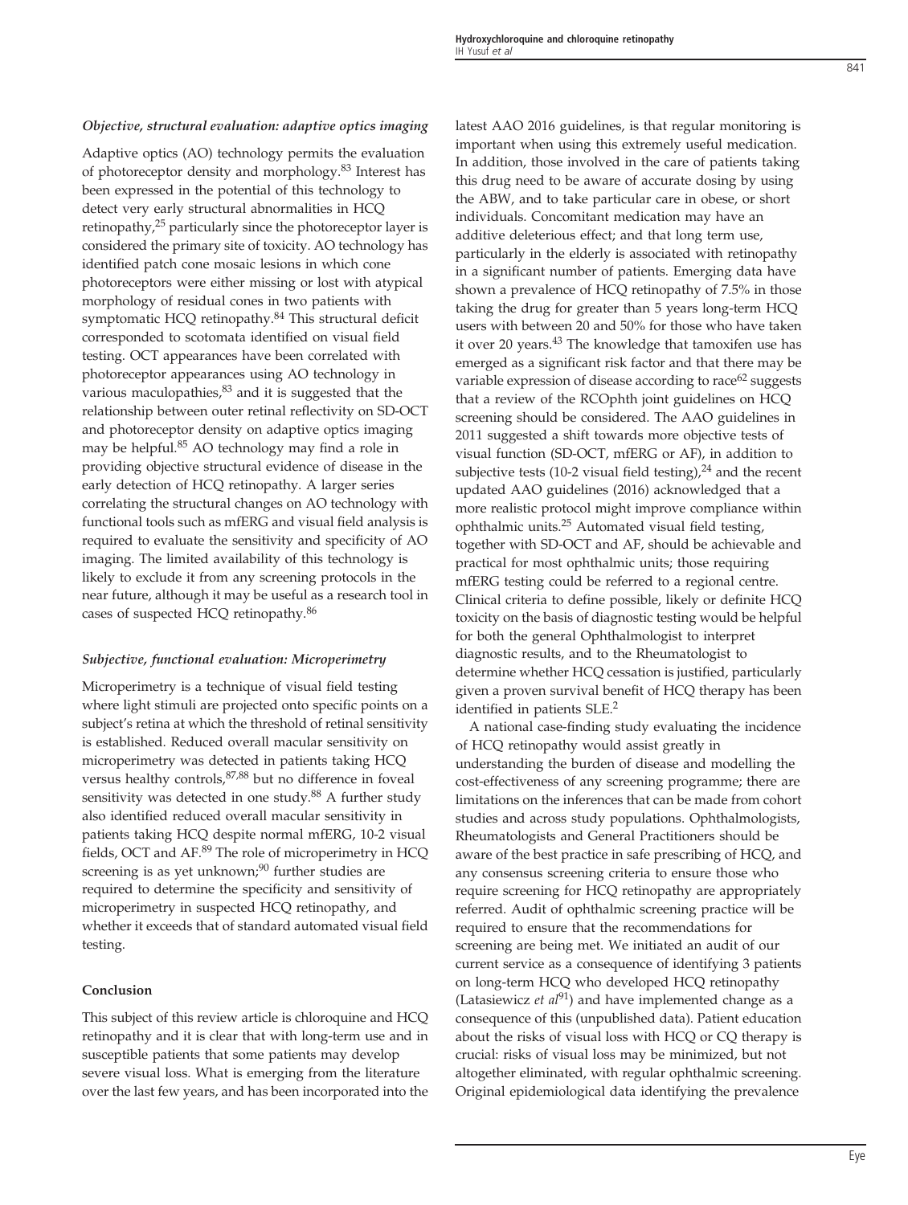### *Objective, structural evaluation: adaptive optics imaging*

Adaptive optics (AO) technology permits the evaluation of photoreceptor density and morphology.[83] Interest has been expressed in the potential of this technology to detect very early structural abnormalities in HCQ retinopathy,[25] particularly since the photoreceptor layer is considered the primary site of toxicity. AO technology has identified patch cone mosaic lesions in which cone photoreceptors were either missing or lost with atypical morphology of residual cones in two patients with symptomatic HCQ retinopathy.[84] This structural deficit corresponded to scotomata identified on visual field testing. OCT appearances have been correlated with photoreceptor appearances using AO technology in various maculopathies,[83] and it is suggested that the relationship between outer retinal reflectivity on SD-OCT and photoreceptor density on adaptive optics imaging may be helpful.[85] AO technology may find a role in providing objective structural evidence of disease in the early detection of HCQ retinopathy. A larger series correlating the structural changes on AO technology with functional tools such as mfERG and visual field analysis is required to evaluate the sensitivity and specificity of AO imaging. The limited availability of this technology is likely to exclude it from any screening protocols in the near future, although it may be useful as a research tool in cases of suspected HCQ retinopathy.[86]

### *Subjective, functional evaluation: Microperimetry*

Microperimetry is a technique of visual field testing where light stimuli are projected onto specific points on a subject's retina at which the threshold of retinal sensitivity is established. Reduced overall macular sensitivity on microperimetry was detected in patients taking HCQ versus healthy controls,[87,88] but no difference in foveal sensitivity was detected in one study.[88] A further study also identified reduced overall macular sensitivity in patients taking HCQ despite normal mfERG, 10-2 visual fields, OCT and AF.[89] The role of microperimetry in HCQ screening is as yet unknown;[90] further studies are required to determine the specificity and sensitivity of microperimetry in suspected HCQ retinopathy, and whether it exceeds that of standard automated visual field testing.

## Conclusion

This subject of this review article is chloroquine and HCQ retinopathy and it is clear that with long-term use and in susceptible patients that some patients may develop severe visual loss. What is emerging from the literature over the last few years, and has been incorporated into the latest AAO 2016 guidelines, is that regular monitoring is important when using this extremely useful medication. In addition, those involved in the care of patients taking this drug need to be aware of accurate dosing by using the ABW, and to take particular care in obese, or short individuals. Concomitant medication may have an additive deleterious effect; and that long term use, particularly in the elderly is associated with retinopathy in a significant number of patients. Emerging data have shown a prevalence of HCQ retinopathy of 7.5% in those taking the drug for greater than 5 years long-term HCQ users with between 20 and 50% for those who have taken it over 20 years.[43] The knowledge that tamoxifen use has emerged as a significant risk factor and that there may be variable expression of disease according to race[62] suggests that a review of the RCOphth joint guidelines on HCQ screening should be considered. The AAO guidelines in 2011 suggested a shift towards more objective tests of visual function (SD-OCT, mfERG or AF), in addition to subjective tests (10-2 visual field testing),[24] and the recent updated AAO guidelines (2016) acknowledged that a more realistic protocol might improve compliance within ophthalmic units.[25] Automated visual field testing, together with SD-OCT and AF, should be achievable and practical for most ophthalmic units; those requiring mfERG testing could be referred to a regional centre. Clinical criteria to define possible, likely or definite HCQ toxicity on the basis of diagnostic testing would be helpful for both the general Ophthalmologist to interpret diagnostic results, and to the Rheumatologist to determine whether HCQ cessation is justified, particularly given a proven survival benefit of HCQ therapy has been identified in patients SLE.[2]

A national case-finding study evaluating the incidence of HCQ retinopathy would assist greatly in understanding the burden of disease and modelling the cost-effectiveness of any screening programme; there are limitations on the inferences that can be made from cohort studies and across study populations. Ophthalmologists, Rheumatologists and General Practitioners should be aware of the best practice in safe prescribing of HCQ, and any consensus screening criteria to ensure those who require screening for HCQ retinopathy are appropriately referred. Audit of ophthalmic screening practice will be required to ensure that the recommendations for screening are being met. We initiated an audit of our current service as a consequence of identifying 3 patients on long-term HCQ who developed HCQ retinopathy (Latasiewicz *et al*[91]) and have implemented change as a consequence of this (unpublished data). Patient education about the risks of visual loss with HCQ or CQ therapy is crucial: risks of visual loss may be minimized, but not altogether eliminated, with regular ophthalmic screening. Original epidemiological data identifying the prevalence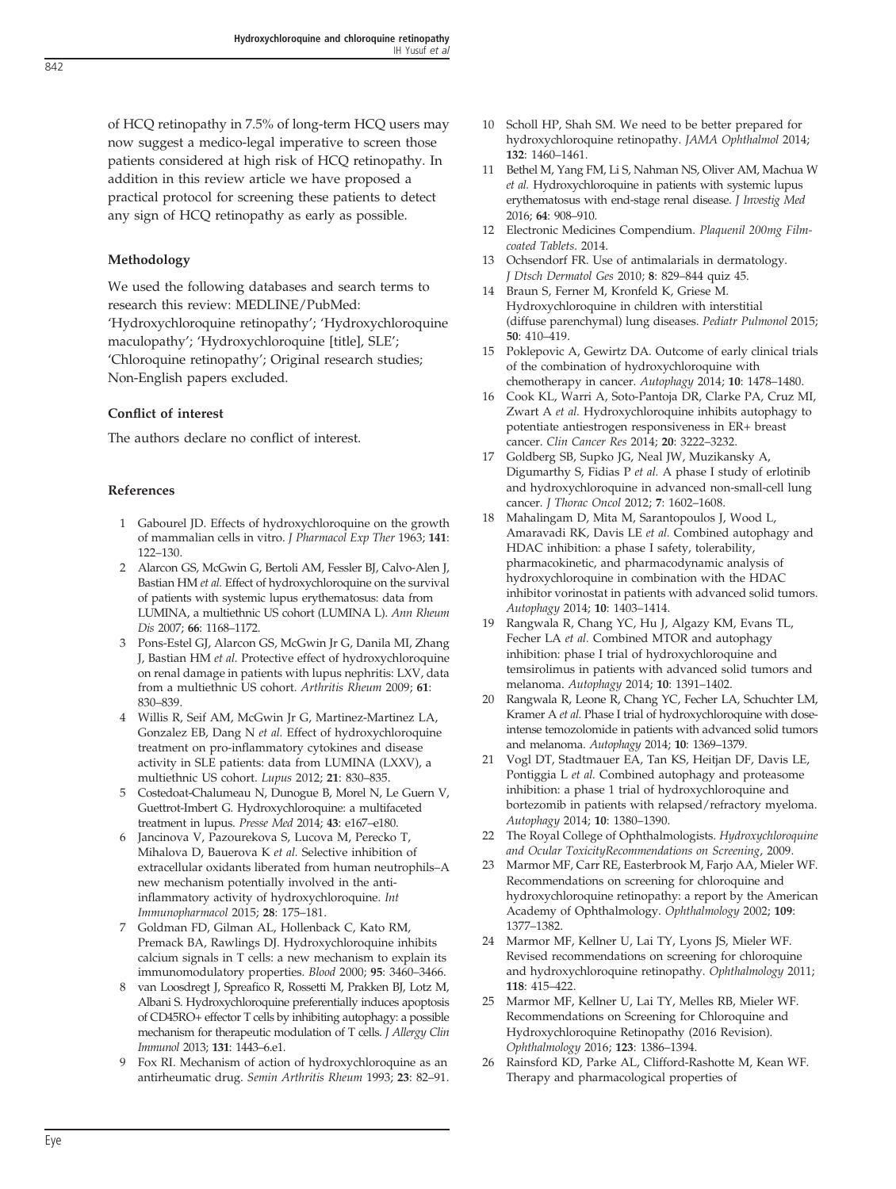of HCQ retinopathy in 7.5% of long-term HCQ users may now suggest a medico-legal imperative to screen those patients considered at high risk of HCQ retinopathy. In addition in this review article we have proposed a practical protocol for screening these patients to detect any sign of HCQ retinopathy as early as possible.

### Methodology

We used the following databases and search terms to research this review: MEDLINE/PubMed: 'Hydroxychloroquine retinopathy'; 'Hydroxychloroquine maculopathy'; 'Hydroxychloroquine [title], SLE'; 'Chloroquine retinopathy'; Original research studies; Non-English papers excluded.

### Conflict of interest

The authors declare no conflict of interest.

### References

1. Gabourel JD. Effects of hydroxychloroquine on the growth of mammalian cells in vitro. *J Pharmacol Exp Ther* 1963; **141**: 122–130.
2. Alarcon GS, McGwin G, Bertoli AM, Fessler BJ, Calvo-Alen J, Bastian HM *et al.* Effect of hydroxychloroquine on the survival of patients with systemic lupus erythematosus: data from LUMINA, a multiethnic US cohort (LUMINA L). *Ann Rheum Dis* 2007; **66**: 1168–1172.
3. Pons-Estel GJ, Alarcon GS, McGwin Jr G, Danila MI, Zhang J, Bastian HM *et al.* Protective effect of hydroxychloroquine on renal damage in patients with lupus nephritis: LXV, data from a multiethnic US cohort. *Arthritis Rheum* 2009; **61**: 830–839.
4. Willis R, Seif AM, McGwin Jr G, Martinez-Martinez LA, Gonzalez EB, Dang N *et al.* Effect of hydroxychloroquine treatment on pro-inflammatory cytokines and disease activity in SLE patients: data from LUMINA (LXXV), a multiethnic US cohort. *Lupus* 2012; **21**: 830–835.
5. Costedoat-Chalumeau N, Dunogue B, Morel N, Le Guern V, Guettrot-Imbert G. Hydroxychloroquine: a multifaceted treatment in lupus. *Presse Med* 2014; **43**: e167–e180.
6. Jancinova V, Pazourekova S, Lucova M, Perecko T, Mihalova D, Bauerova K *et al.* Selective inhibition of extracellular oxidants liberated from human neutrophils–A new mechanism potentially involved in the anti-inflammatory activity of hydroxychloroquine. *Int Immunopharmacol* 2015; **28**: 175–181.
7. Goldman FD, Gilman AL, Hollenback C, Kato RM, Premack BA, Rawlings DJ. Hydroxychloroquine inhibits calcium signals in T cells: a new mechanism to explain its immunomodulatory properties. *Blood* 2000; **95**: 3460–3466.
8. van Loosdregt J, Spreafico R, Rossetti M, Prakken BJ, Lotz M, Albani S. Hydroxychloroquine preferentially induces apoptosis of CD45RO+ effector T cells by inhibiting autophagy: a possible mechanism for therapeutic modulation of T cells. *J Allergy Clin Immunol* 2013; **131**: 1443–6.e1.
9. Fox RI. Mechanism of action of hydroxychloroquine as an antirheumatic drug. *Semin Arthritis Rheum* 1993; **23**: 82–91.
10. Scholl HP, Shah SM. We need to be better prepared for hydroxychloroquine retinopathy. *JAMA Ophthalmol* 2014; **132**: 1460–1461.
11. Bethel M, Yang FM, Li S, Nahman NS, Oliver AM, Machua W *et al.* Hydroxychloroquine in patients with systemic lupus erythematosus with end-stage renal disease. *J Investig Med* 2016; **64**: 908–910.
12. Electronic Medicines Compendium. *Plaquenil 200mg Film-coated Tablets*. 2014.
13. Ochsendorf FR. Use of antimalarials in dermatology. *J Dtsch Dermatol Ges* 2010; **8**: 829–844 quiz 45.
14. Braun S, Ferner M, Kronfeld K, Griese M. Hydroxychloroquine in children with interstitial (diffuse parenchymal) lung diseases. *Pediatr Pulmonol* 2015; **50**: 410–419.
15. Poklepovic A, Gewirtz DA. Outcome of early clinical trials of the combination of hydroxychloroquine with chemotherapy in cancer. *Autophagy* 2014; **10**: 1478–1480.
16. Cook KL, Warri A, Soto-Pantoja DR, Clarke PA, Cruz MI, Zwart A *et al.* Hydroxychloroquine inhibits autophagy to potentiate antiestrogen responsiveness in ER+ breast cancer. *Clin Cancer Res* 2014; **20**: 3222–3232.
17. Goldberg SB, Supko JG, Neal JW, Muzikansky A, Digumarthy S, Fidias P *et al.* A phase I study of erlotinib and hydroxychloroquine in advanced non-small-cell lung cancer. *J Thorac Oncol* 2012; **7**: 1602–1608.
18. Mahalingam D, Mita M, Sarantopoulos J, Wood L, Amaravadi RK, Davis LE *et al.* Combined autophagy and HDAC inhibition: a phase I safety, tolerability, pharmacokinetic, and pharmacodynamic analysis of hydroxychloroquine in combination with the HDAC inhibitor vorinostat in patients with advanced solid tumors. *Autophagy* 2014; **10**: 1403–1414.
19. Rangwala R, Chang YC, Hu J, Algazy KM, Evans TL, Fecher LA *et al.* Combined MTOR and autophagy inhibition: phase I trial of hydroxychloroquine and temsirolimus in patients with advanced solid tumors and melanoma. *Autophagy* 2014; **10**: 1391–1402.
20. Rangwala R, Leone R, Chang YC, Fecher LA, Schuchter LM, Kramer A *et al.* Phase I trial of hydroxychloroquine with dose-intense temozolomide in patients with advanced solid tumors and melanoma. *Autophagy* 2014; **10**: 1369–1379.
21. Vogl DT, Stadtmauer EA, Tan KS, Heitjan DF, Davis LE, Pontiggia L *et al.* Combined autophagy and proteasome inhibition: a phase 1 trial of hydroxychloroquine and bortezomib in patients with relapsed/refractory myeloma. *Autophagy* 2014; **10**: 1380–1390.
22. The Royal College of Ophthalmologists. *Hydroxychloroquine and Ocular ToxicityRecommendations on Screening*, 2009.
23. Marmor MF, Carr RE, Easterbrook M, Farjo AA, Mieler WF. Recommendations on screening for chloroquine and hydroxychloroquine retinopathy: a report by the American Academy of Ophthalmology. *Ophthalmology* 2002; **109**: 1377–1382.
24. Marmor MF, Kellner U, Lai TY, Lyons JS, Mieler WF. Revised recommendations on screening for chloroquine and hydroxychloroquine retinopathy. *Ophthalmology* 2011; **118**: 415–422.
25. Marmor MF, Kellner U, Lai TY, Melles RB, Mieler WF. Recommendations on Screening for Chloroquine and Hydroxychloroquine Retinopathy (2016 Revision). *Ophthalmology* 2016; **123**: 1386–1394.
26. Rainsford KD, Parke AL, Clifford-Rashotte M, Kean WF. Therapy and pharmacological properties of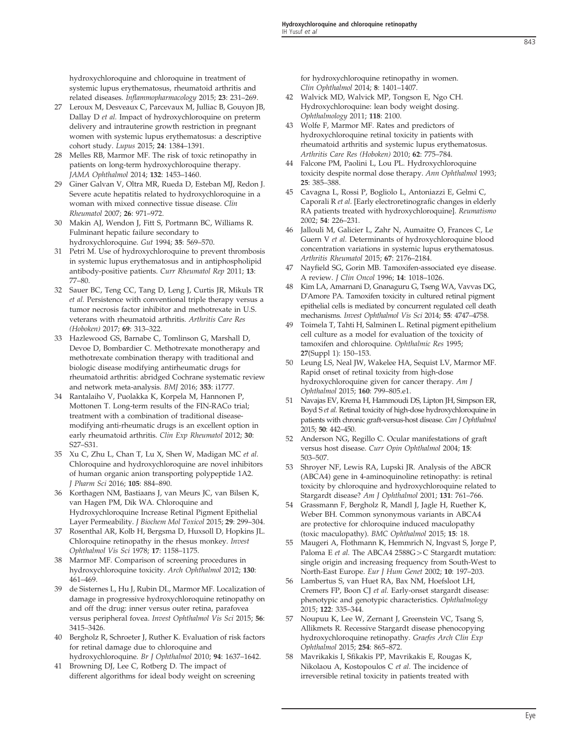hydroxychloroquine and chloroquine in treatment of systemic lupus erythematosus, rheumatoid arthritis and related diseases. *Inflammopharmacology* 2015; **23**: 231–269.

27 Leroux M, Desveaux C, Parcevaux M, Julliac B, Gouyon JB, Dallay D *et al.* Impact of hydroxychloroquine on preterm delivery and intrauterine growth restriction in pregnant women with systemic lupus erythematosus: a descriptive cohort study. *Lupus* 2015; **24**: 1384–1391.

28 Melles RB, Marmor MF. The risk of toxic retinopathy in patients on long-term hydroxychloroquine therapy. *JAMA Ophthalmol* 2014; **132**: 1453–1460.

29 Giner Galvan V, Oltra MR, Rueda D, Esteban MJ, Redon J. Severe acute hepatitis related to hydroxychloroquine in a woman with mixed connective tissue disease. *Clin Rheumatol* 2007; **26**: 971–972.

30 Makin AJ, Wendon J, Fitt S, Portmann BC, Williams R. Fulminant hepatic failure secondary to hydroxychloroquine. *Gut* 1994; **35**: 569–570.

31 Petri M. Use of hydroxychloroquine to prevent thrombosis in systemic lupus erythematosus and in antiphospholipid antibody-positive patients. *Curr Rheumatol Rep* 2011; **13**: 77–80.

32 Sauer BC, Teng CC, Tang D, Leng J, Curtis JR, Mikuls TR *et al.* Persistence with conventional triple therapy versus a tumor necrosis factor inhibitor and methotrexate in U.S. veterans with rheumatoid arthritis. *Arthritis Care Res (Hoboken)* 2017; **69**: 313–322.

33 Hazlewood GS, Barnabe C, Tomlinson G, Marshall D, Devoe D, Bombardier C. Methotrexate monotherapy and methotrexate combination therapy with traditional and biologic disease modifying antirheumatic drugs for rheumatoid arthritis: abridged Cochrane systematic review and network meta-analysis. *BMJ* 2016; **353**: i1777.

34 Rantalaiho V, Puolakka K, Korpela M, Hannonen P, Mottonen T. Long-term results of the FIN-RACo trial; treatment with a combination of traditional disease-modifying anti-rheumatic drugs is an excellent option in early rheumatoid arthritis. *Clin Exp Rheumatol* 2012; **30**: S27–S31.

35 Xu C, Zhu L, Chan T, Lu X, Shen W, Madigan MC *et al.* Chloroquine and hydroxychloroquine are novel inhibitors of human organic anion transporting polypeptide 1A2. *J Pharm Sci* 2016; **105**: 884–890.

36 Korthagen NM, Bastiaans J, van Meurs JC, van Bilsen K, van Hagen PM, Dik WA. Chloroquine and Hydroxychloroquine Increase Retinal Pigment Epithelial Layer Permeability. *J Biochem Mol Toxicol* 2015; **29**: 299–304.

37 Rosenthal AR, Kolb H, Bergsma D, Huxsoll D, Hopkins JL. Chloroquine retinopathy in the rhesus monkey. *Invest Ophthalmol Vis Sci* 1978; **17**: 1158–1175.

38 Marmor MF. Comparison of screening procedures in hydroxychloroquine toxicity. *Arch Ophthalmol* 2012; **130**: 461–469.

39 de Sisternes L, Hu J, Rubin DL, Marmor MF. Localization of damage in progressive hydroxychloroquine retinopathy on and off the drug: inner versus outer retina, parafovea versus peripheral fovea. *Invest Ophthalmol Vis Sci* 2015; **56**: 3415–3426.

40 Bergholz R, Schroeter J, Ruther K. Evaluation of risk factors for retinal damage due to chloroquine and hydroxychloroquine. *Br J Ophthalmol* 2010; **94**: 1637–1642.

41 Browning DJ, Lee C, Rotberg D. The impact of different algorithms for ideal body weight on screening for hydroxychloroquine retinopathy in women. *Clin Ophthalmol* 2014; **8**: 1401–1407.

42 Walvick MD, Walvick MP, Tongson E, Ngo CH. Hydroxychloroquine: lean body weight dosing. *Ophthalmology* 2011; **118**: 2100.

43 Wolfe F, Marmor MF. Rates and predictors of hydroxychloroquine retinal toxicity in patients with rheumatoid arthritis and systemic lupus erythematosus. *Arthritis Care Res (Hoboken)* 2010; **62**: 775–784.

44 Falcone PM, Paolini L, Lou PL. Hydroxychloroquine toxicity despite normal dose therapy. *Ann Ophthalmol* 1993; **25**: 385–388.

45 Cavagna L, Rossi P, Bogliolo L, Antoniazzi E, Gelmi C, Caporali R *et al.* [Early electroretinografic changes in elderly RA patients treated with hydroxychloroquine]. *Reumatismo* 2002; **54**: 226–231.

46 Jallouli M, Galicier L, Zahr N, Aumaitre O, Frances C, Le Guern V *et al.* Determinants of hydroxychloroquine blood concentration variations in systemic lupus erythematosus. *Arthritis Rheumatol* 2015; **67**: 2176–2184.

47 Nayfield SG, Gorin MB. Tamoxifen-associated eye disease. A review. *J Clin Oncol* 1996; **14**: 1018–1026.

48 Kim LA, Amarnani D, Gnanaguru G, Tseng WA, Vavvas DG, D'Amore PA. Tamoxifen toxicity in cultured retinal pigment epithelial cells is mediated by concurrent regulated cell death mechanisms. *Invest Ophthalmol Vis Sci* 2014; **55**: 4747–4758.

49 Toimela T, Tahti H, Salminen L. Retinal pigment epithelium cell culture as a model for evaluation of the toxicity of tamoxifen and chloroquine. *Ophthalmic Res* 1995; **27**(Suppl 1): 150–153.

50 Leung LS, Neal JW, Wakelee HA, Sequist LV, Marmor MF. Rapid onset of retinal toxicity from high-dose hydroxychloroquine given for cancer therapy. *Am J Ophthalmol* 2015; **160**: 799–805.e1.

51 Navajas EV, Krema H, Hammoudi DS, Lipton JH, Simpson ER, Boyd S *et al.* Retinal toxicity of high-dose hydroxychloroquine in patients with chronic graft-versus-host disease. *Can J Ophthalmol* 2015; **50**: 442–450.

52 Anderson NG, Regillo C. Ocular manifestations of graft versus host disease. *Curr Opin Ophthalmol* 2004; **15**: 503–507.

53 Shroyer NF, Lewis RA, Lupski JR. Analysis of the ABCR (ABCA4) gene in 4-aminoquinoline retinopathy: is retinal toxicity by chloroquine and hydroxychloroquine related to Stargardt disease? *Am J Ophthalmol* 2001; **131**: 761–766.

54 Grassmann F, Bergholz R, Mandl J, Jagle H, Ruether K, Weber BH. Common synonymous variants in ABCA4 are protective for chloroquine induced maculopathy (toxic maculopathy). *BMC Ophthalmol* 2015; **15**: 18.

55 Maugeri A, Flothmann K, Hemmrich N, Ingvast S, Jorge P, Paloma E *et al.* The ABCA4 2588G > C Stargardt mutation: single origin and increasing frequency from South-West to North-East Europe. *Eur J Hum Genet* 2002; **10**: 197–203.

56 Lambertus S, van Huet RA, Bax NM, Hoefsloot LH, Cremers FP, Boon CJ *et al.* Early-onset stargardt disease: phenotypic and genotypic characteristics. *Ophthalmology* 2015; **122**: 335–344.

57 Noupuu K, Lee W, Zernant J, Greenstein VC, Tsang S, Allikmets R. Recessive Stargardt disease phenocopying hydroxychloroquine retinopathy. *Graefes Arch Clin Exp Ophthalmol* 2015; **254**: 865–872.

58 Mavrikakis I, Sfikakis PP, Mavrikakis E, Rougas K, Nikolaou A, Kostopoulos C *et al.* The incidence of irreversible retinal toxicity in patients treated with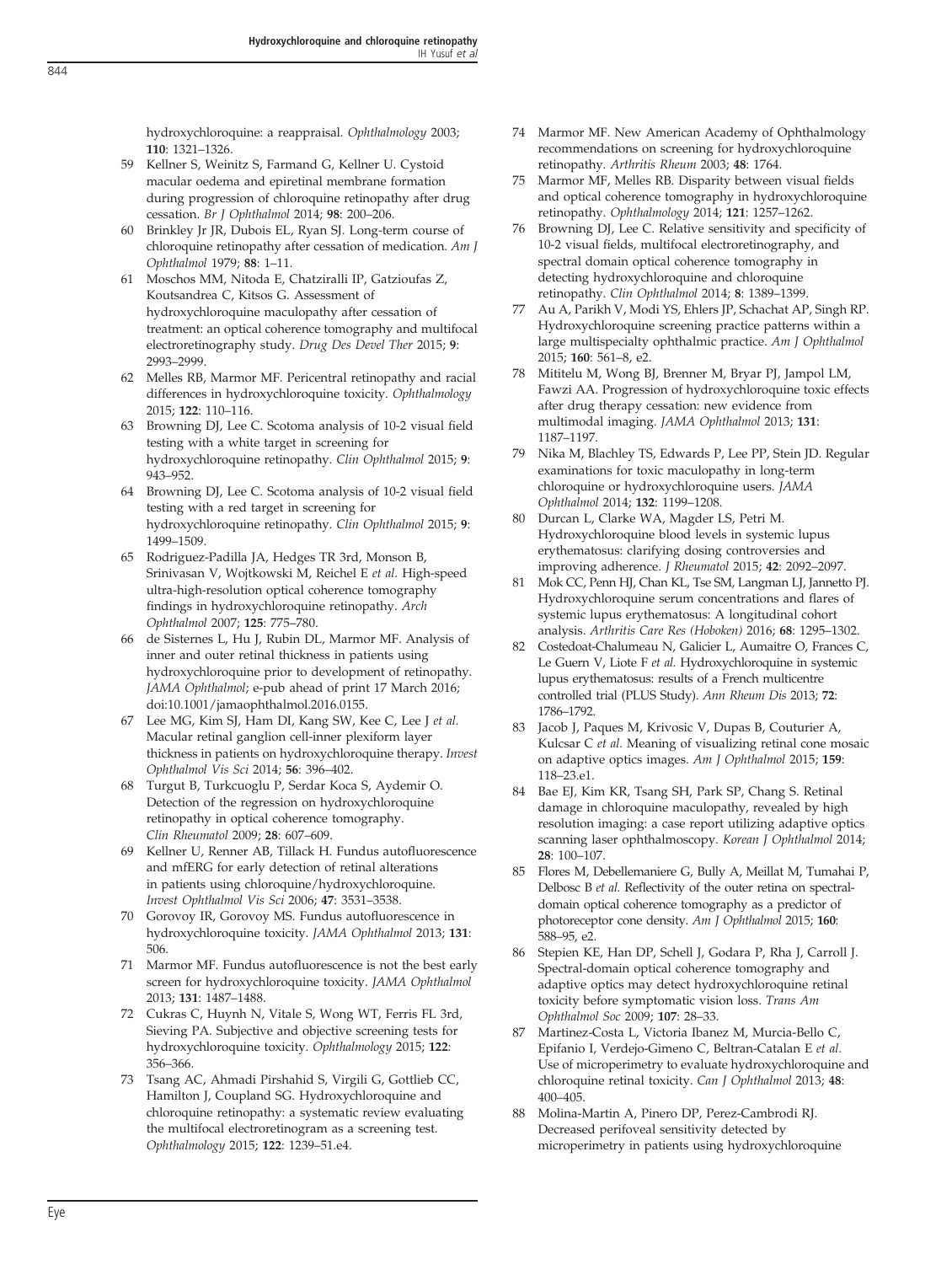hydroxychloroquine: a reappraisal. *Ophthalmology* 2003; **110**: 1321–1326.

59 Kellner S, Weinitz S, Farmand G, Kellner U. Cystoid macular oedema and epiretinal membrane formation during progression of chloroquine retinopathy after drug cessation. *Br J Ophthalmol* 2014; **98**: 200–206.

60 Brinkley Jr JR, Dubois EL, Ryan SJ. Long-term course of chloroquine retinopathy after cessation of medication. *Am J Ophthalmol* 1979; **88**: 1–11.

61 Moschos MM, Nitoda E, Chatziralli IP, Gatzioufas Z, Koutsandrea C, Kitsos G. Assessment of hydroxychloroquine maculopathy after cessation of treatment: an optical coherence tomography and multifocal electroretinography study. *Drug Des Devel Ther* 2015; **9**: 2993–2999.

62 Melles RB, Marmor MF. Pericentral retinopathy and racial differences in hydroxychloroquine toxicity. *Ophthalmology* 2015; **122**: 110–116.

63 Browning DJ, Lee C. Scotoma analysis of 10-2 visual field testing with a white target in screening for hydroxychloroquine retinopathy. *Clin Ophthalmol* 2015; **9**: 943–952.

64 Browning DJ, Lee C. Scotoma analysis of 10-2 visual field testing with a red target in screening for hydroxychloroquine retinopathy. *Clin Ophthalmol* 2015; **9**: 1499–1509.

65 Rodriguez-Padilla JA, Hedges TR 3rd, Monson B, Srinivasan V, Wojtkowski M, Reichel E *et al.* High-speed ultra-high-resolution optical coherence tomography findings in hydroxychloroquine retinopathy. *Arch Ophthalmol* 2007; **125**: 775–780.

66 de Sisternes L, Hu J, Rubin DL, Marmor MF. Analysis of inner and outer retinal thickness in patients using hydroxychloroquine prior to development of retinopathy. *JAMA Ophthalmol*; e-pub ahead of print 17 March 2016; doi:10.1001/jamaophthalmol.2016.0155.

67 Lee MG, Kim SJ, Ham DI, Kang SW, Kee C, Lee J *et al.* Macular retinal ganglion cell-inner plexiform layer thickness in patients on hydroxychloroquine therapy. *Invest Ophthalmol Vis Sci* 2014; **56**: 396–402.

68 Turgut B, Turkcuoglu P, Serdar Koca S, Aydemir O. Detection of the regression on hydroxychloroquine retinopathy in optical coherence tomography. *Clin Rheumatol* 2009; **28**: 607–609.

69 Kellner U, Renner AB, Tillack H. Fundus autofluorescence and mfERG for early detection of retinal alterations in patients using chloroquine/hydroxychloroquine. *Invest Ophthalmol Vis Sci* 2006; **47**: 3531–3538.

70 Gorovoy IR, Gorovoy MS. Fundus autofluorescence in hydroxychloroquine toxicity. *JAMA Ophthalmol* 2013; **131**: 506.

71 Marmor MF. Fundus autofluorescence is not the best early screen for hydroxychloroquine toxicity. *JAMA Ophthalmol* 2013; **131**: 1487–1488.

72 Cukras C, Huynh N, Vitale S, Wong WT, Ferris FL 3rd, Sieving PA. Subjective and objective screening tests for hydroxychloroquine toxicity. *Ophthalmology* 2015; **122**: 356–366.

73 Tsang AC, Ahmadi Pirshahid S, Virgili G, Gottlieb CC, Hamilton J, Coupland SG. Hydroxychloroquine and chloroquine retinopathy: a systematic review evaluating the multifocal electroretinogram as a screening test. *Ophthalmology* 2015; **122**: 1239–51.e4.

74 Marmor MF. New American Academy of Ophthalmology recommendations on screening for hydroxychloroquine retinopathy. *Arthritis Rheum* 2003; **48**: 1764.

75 Marmor MF, Melles RB. Disparity between visual fields and optical coherence tomography in hydroxychloroquine retinopathy. *Ophthalmology* 2014; **121**: 1257–1262.

76 Browning DJ, Lee C. Relative sensitivity and specificity of 10-2 visual fields, multifocal electroretinography, and spectral domain optical coherence tomography in detecting hydroxychloroquine and chloroquine retinopathy. *Clin Ophthalmol* 2014; **8**: 1389–1399.

77 Au A, Parikh V, Modi YS, Ehlers JP, Schachat AP, Singh RP. Hydroxychloroquine screening practice patterns within a large multispecialty ophthalmic practice. *Am J Ophthalmol* 2015; **160**: 561–8, e2.

78 Mititelu M, Wong BJ, Brenner M, Bryar PJ, Jampol LM, Fawzi AA. Progression of hydroxychloroquine toxic effects after drug therapy cessation: new evidence from multimodal imaging. *JAMA Ophthalmol* 2013; **131**: 1187–1197.

79 Nika M, Blachley TS, Edwards P, Lee PP, Stein JD. Regular examinations for toxic maculopathy in long-term chloroquine or hydroxychloroquine users. *JAMA Ophthalmol* 2014; **132**: 1199–1208.

80 Durcan L, Clarke WA, Magder LS, Petri M. Hydroxychloroquine blood levels in systemic lupus erythematosus: clarifying dosing controversies and improving adherence. *J Rheumatol* 2015; **42**: 2092–2097.

81 Mok CC, Penn HJ, Chan KL, Tse SM, Langman LJ, Jannetto PJ. Hydroxychloroquine serum concentrations and flares of systemic lupus erythematosus: A longitudinal cohort analysis. *Arthritis Care Res (Hoboken)* 2016; **68**: 1295–1302.

82 Costedoat-Chalumeau N, Galicier L, Aumaitre O, Frances C, Le Guern V, Liote F *et al.* Hydroxychloroquine in systemic lupus erythematosus: results of a French multicentre controlled trial (PLUS Study). *Ann Rheum Dis* 2013; **72**: 1786–1792.

83 Jacob J, Paques M, Krivosic V, Dupas B, Couturier A, Kulcsar C *et al.* Meaning of visualizing retinal cone mosaic on adaptive optics images. *Am J Ophthalmol* 2015; **159**: 118–23.e1.

84 Bae EJ, Kim KR, Tsang SH, Park SP, Chang S. Retinal damage in chloroquine maculopathy, revealed by high resolution imaging: a case report utilizing adaptive optics scanning laser ophthalmoscopy. *Korean J Ophthalmol* 2014; **28**: 100–107.

85 Flores M, Debellemaniere G, Bully A, Meillat M, Tumahai P, Delbosc B *et al.* Reflectivity of the outer retina on spectral-domain optical coherence tomography as a predictor of photoreceptor cone density. *Am J Ophthalmol* 2015; **160**: 588–95, e2.

86 Stepien KE, Han DP, Schell J, Godara P, Rha J, Carroll J. Spectral-domain optical coherence tomography and adaptive optics may detect hydroxychloroquine retinal toxicity before symptomatic vision loss. *Trans Am Ophthalmol Soc* 2009; **107**: 28–33.

87 Martinez-Costa L, Victoria Ibanez M, Murcia-Bello C, Epifanio I, Verdejo-Gimeno C, Beltran-Catalan E *et al.* Use of microperimetry to evaluate hydroxychloroquine and chloroquine retinal toxicity. *Can J Ophthalmol* 2013; **48**: 400–405.

88 Molina-Martin A, Pinero DP, Perez-Cambrodi RJ. Decreased perifoveal sensitivity detected by microperimetry in patients using hydroxychloroquine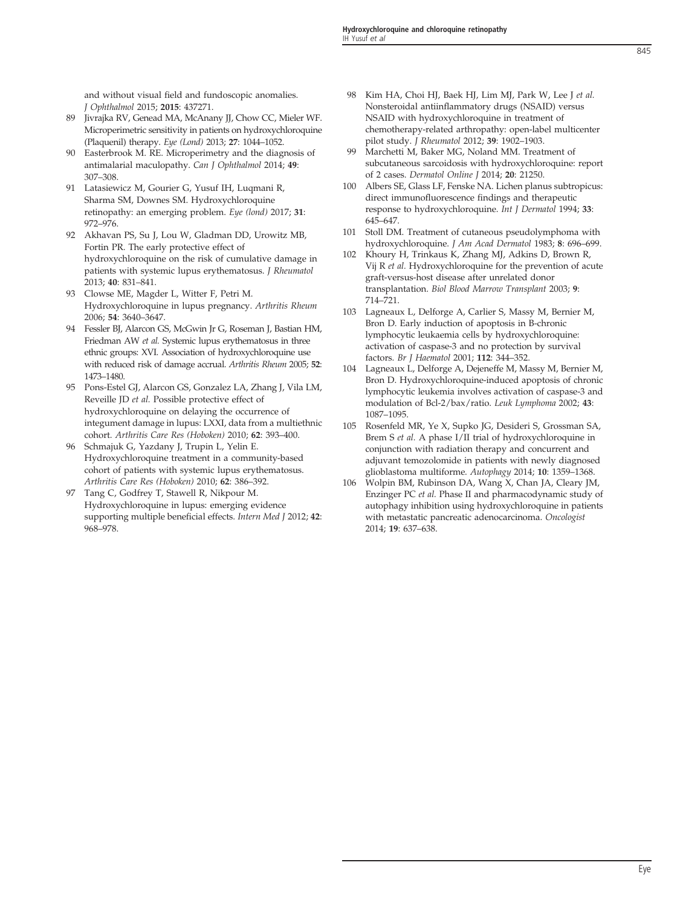and without visual field and fundoscopic anomalies. *J Ophthalmol* 2015; **2015**: 437271.

89 Jivrajka RV, Genead MA, McAnany JJ, Chow CC, Mieler WF. Microperimetric sensitivity in patients on hydroxychloroquine (Plaquenil) therapy. *Eye (Lond)* 2013; **27**: 1044–1052.

90 Easterbrook M. RE. Microperimetry and the diagnosis of antimalarial maculopathy. *Can J Ophthalmol* 2014; **49**: 307–308.

91 Latasiewicz M, Gourier G, Yusuf IH, Luqmani R, Sharma SM, Downes SM. Hydroxychloroquine retinopathy: an emerging problem. *Eye (lond)* 2017; **31**: 972–976.

92 Akhavan PS, Su J, Lou W, Gladman DD, Urowitz MB, Fortin PR. The early protective effect of hydroxychloroquine on the risk of cumulative damage in patients with systemic lupus erythematosus. *J Rheumatol* 2013; **40**: 831–841.

93 Clowse ME, Magder L, Witter F, Petri M. Hydroxychloroquine in lupus pregnancy. *Arthritis Rheum* 2006; **54**: 3640–3647.

94 Fessler BJ, Alarcon GS, McGwin Jr G, Roseman J, Bastian HM, Friedman AW *et al.* Systemic lupus erythematosus in three ethnic groups: XVI. Association of hydroxychloroquine use with reduced risk of damage accrual. *Arthritis Rheum* 2005; **52**: 1473–1480.

95 Pons-Estel GJ, Alarcon GS, Gonzalez LA, Zhang J, Vila LM, Reveille JD *et al.* Possible protective effect of hydroxychloroquine on delaying the occurrence of integument damage in lupus: LXXI, data from a multiethnic cohort. *Arthritis Care Res (Hoboken)* 2010; **62**: 393–400.

96 Schmajuk G, Yazdany J, Trupin L, Yelin E. Hydroxychloroquine treatment in a community-based cohort of patients with systemic lupus erythematosus. *Arthritis Care Res (Hoboken)* 2010; **62**: 386–392.

97 Tang C, Godfrey T, Stawell R, Nikpour M. Hydroxychloroquine in lupus: emerging evidence supporting multiple beneficial effects. *Intern Med J* 2012; **42**: 968–978.

98 Kim HA, Choi HJ, Baek HJ, Lim MJ, Park W, Lee J *et al.* Nonsteroidal antiinflammatory drugs (NSAID) versus NSAID with hydroxychloroquine in treatment of chemotherapy-related arthropathy: open-label multicenter pilot study. *J Rheumatol* 2012; **39**: 1902–1903.

99 Marchetti M, Baker MG, Noland MM. Treatment of subcutaneous sarcoidosis with hydroxychloroquine: report of 2 cases. *Dermatol Online J* 2014; **20**: 21250.

100 Albers SE, Glass LF, Fenske NA. Lichen planus subtropicus: direct immunofluorescence findings and therapeutic response to hydroxychloroquine. *Int J Dermatol* 1994; **33**: 645–647.

101 Stoll DM. Treatment of cutaneous pseudolymphoma with hydroxychloroquine. *J Am Acad Dermatol* 1983; **8**: 696–699.

102 Khoury H, Trinkaus K, Zhang MJ, Adkins D, Brown R, Vij R *et al.* Hydroxychloroquine for the prevention of acute graft-versus-host disease after unrelated donor transplantation. *Biol Blood Marrow Transplant* 2003; **9**: 714–721.

103 Lagneaux L, Delforge A, Carlier S, Massy M, Bernier M, Bron D. Early induction of apoptosis in B-chronic lymphocytic leukaemia cells by hydroxychloroquine: activation of caspase-3 and no protection by survival factors. *Br J Haematol* 2001; **112**: 344–352.

104 Lagneaux L, Delforge A, Dejeneffe M, Massy M, Bernier M, Bron D. Hydroxychloroquine-induced apoptosis of chronic lymphocytic leukemia involves activation of caspase-3 and modulation of Bcl-2/bax/ratio. *Leuk Lymphoma* 2002; **43**: 1087–1095.

105 Rosenfeld MR, Ye X, Supko JG, Desideri S, Grossman SA, Brem S *et al.* A phase I/II trial of hydroxychloroquine in conjunction with radiation therapy and concurrent and adjuvant temozolomide in patients with newly diagnosed glioblastoma multiforme. *Autophagy* 2014; **10**: 1359–1368.

106 Wolpin BM, Rubinson DA, Wang X, Chan JA, Cleary JM, Enzinger PC *et al.* Phase II and pharmacodynamic study of autophagy inhibition using hydroxychloroquine in patients with metastatic pancreatic adenocarcinoma. *Oncologist* 2014; **19**: 637–638.